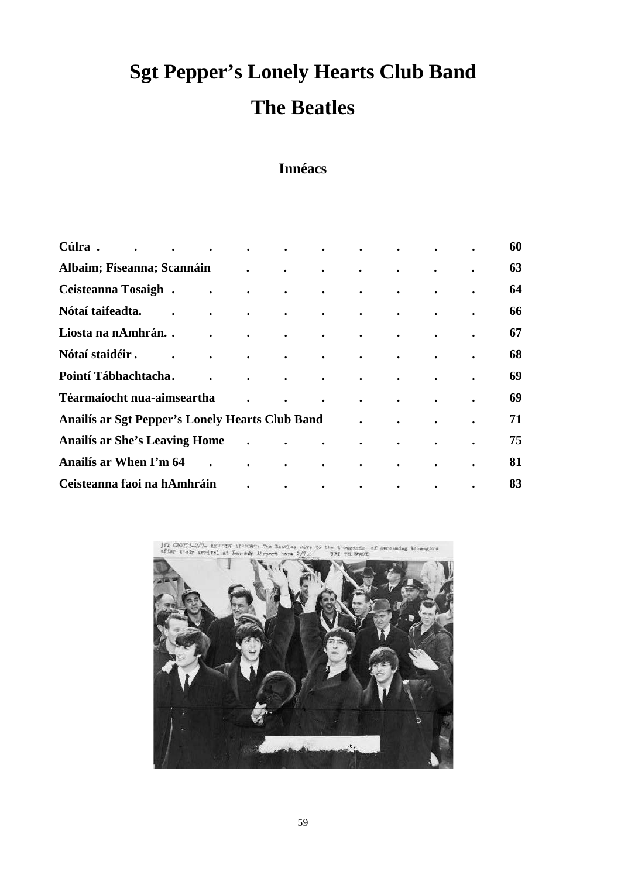# Sgt Pepper's Lonely Hearts Club Band

# The Beatles

## Innéacs

| | |
|---|---|
| **Cúlra** | **60** |
| **Albaim; Físeanna; Scannáin** | **63** |
| **Ceisteanna Tosaigh** | **64** |
| **Nótaí taifeadta.** | **66** |
| **Liosta na nAmhrán.** | **67** |
| **Nótaí staidéir** | **68** |
| **Pointí Tábhachtacha** | **69** |
| **Téarmaíocht nua-aimseartha** | **69** |
| **Anailís ar Sgt Pepper's Lonely Hearts Club Band** | **71** |
| **Anailís ar She's Leaving Home** | **75** |
| **Anailís ar When I'm 64** | **81** |
| **Ceisteanna faoi na hAmhráin** | **83** |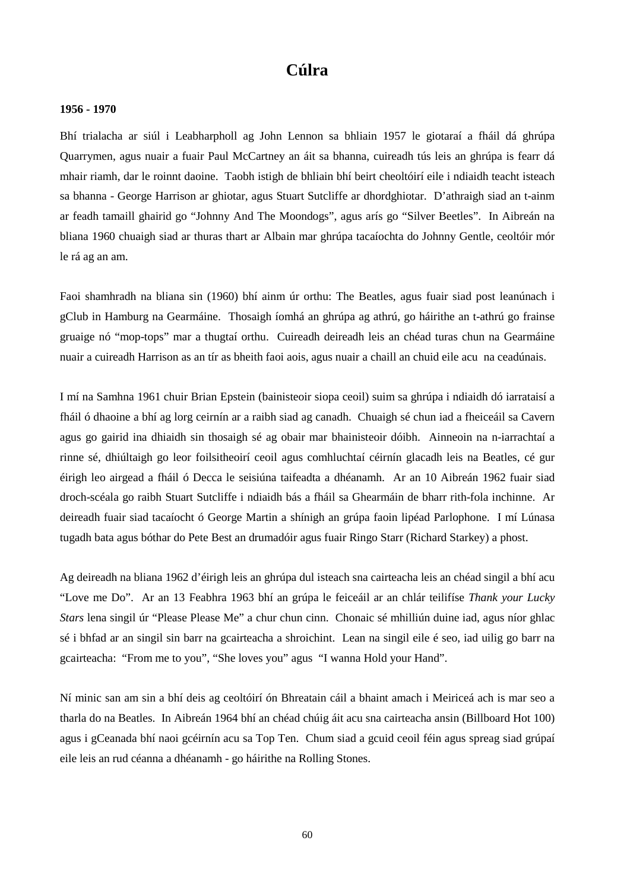# Cúlra

**1956 - 1970**

Bhí trialacha ar siúl i Leabharpholl ag John Lennon sa bhliain 1957 le giotaraí a fháil dá ghrúpa Quarrymen, agus nuair a fuair Paul McCartney an áit sa bhanna, cuireadh tús leis an ghrúpa is fearr dá mhair riamh, dar le roinnt daoine. Taobh istigh de bhliain bhí beirt cheoltóirí eile i ndiaidh teacht isteach sa bhanna - George Harrison ar ghiotar, agus Stuart Sutcliffe ar dhordghiotar. D'athraigh siad an t-ainm ar feadh tamaill ghairid go "Johnny And The Moondogs", agus arís go "Silver Beetles". In Aibreán na bliana 1960 chuaigh siad ar thuras thart ar Albain mar ghrúpa tacaíochta do Johnny Gentle, ceoltóir mór le rá ag an am.

Faoi shamhradh na bliana sin (1960) bhí ainm úr orthu: The Beatles, agus fuair siad post leanúnach i gClub in Hamburg na Gearmáine. Thosaigh íomhá an ghrúpa ag athrú, go háirithe an t-athrú go frainse gruaige nó "mop-tops" mar a thugtaí orthu. Cuireadh deireadh leis an chéad turas chun na Gearmáine nuair a cuireadh Harrison as an tír as bheith faoi aois, agus nuair a chaill an chuid eile acu na ceadúnais.

I mí na Samhna 1961 chuir Brian Epstein (bainisteoir siopa ceoil) suim sa ghrúpa i ndiaidh dó iarrataisí a fháil ó dhaoine a bhí ag lorg ceirnín ar a raibh siad ag canadh. Chuaigh sé chun iad a fheiceáil sa Cavern agus go gairid ina dhiaidh sin thosaigh sé ag obair mar bhainisteoir dóibh. Ainneoin na n-iarrachtaí a rinne sé, dhiúltaigh go leor foilsitheoirí ceoil agus comhluchtaí céirnín glacadh leis na Beatles, cé gur éirigh leo airgead a fháil ó Decca le seisiúna taifeadta a dhéanamh. Ar an 10 Aibreán 1962 fuair siad droch-scéala go raibh Stuart Sutcliffe i ndiaidh bás a fháil sa Ghearmáin de bharr rith-fola inchinne. Ar deireadh fuair siad tacaíocht ó George Martin a shínigh an grúpa faoin lipéad Parlophone. I mí Lúnasa tugadh bata agus bóthar do Pete Best an drumadóir agus fuair Ringo Starr (Richard Starkey) a phost.

Ag deireadh na bliana 1962 d'éirigh leis an ghrúpa dul isteach sna cairteacha leis an chéad singil a bhí acu "Love me Do". Ar an 13 Feabhra 1963 bhí an grúpa le feiceáil ar an chlár teilifíse *Thank your Lucky Stars* lena singil úr "Please Please Me" a chur chun cinn. Chonaic sé mhilliún duine iad, agus níor ghlac sé i bhfad ar an singil sin barr na gcairteacha a shroichint. Lean na singil eile é seo, iad uilig go barr na gcairteacha: "From me to you", "She loves you" agus "I wanna Hold your Hand".

Ní minic san am sin a bhí deis ag ceoltóirí ón Bhreatain cáil a bhaint amach i Meiriceá ach is mar seo a tharla do na Beatles. In Aibreán 1964 bhí an chéad chúig áit acu sna cairteacha ansin (Billboard Hot 100) agus i gCeanada bhí naoi gcéirnín acu sa Top Ten. Chum siad a gcuid ceoil féin agus spreag siad grúpaí eile leis an rud céanna a dhéanamh - go háirithe na Rolling Stones.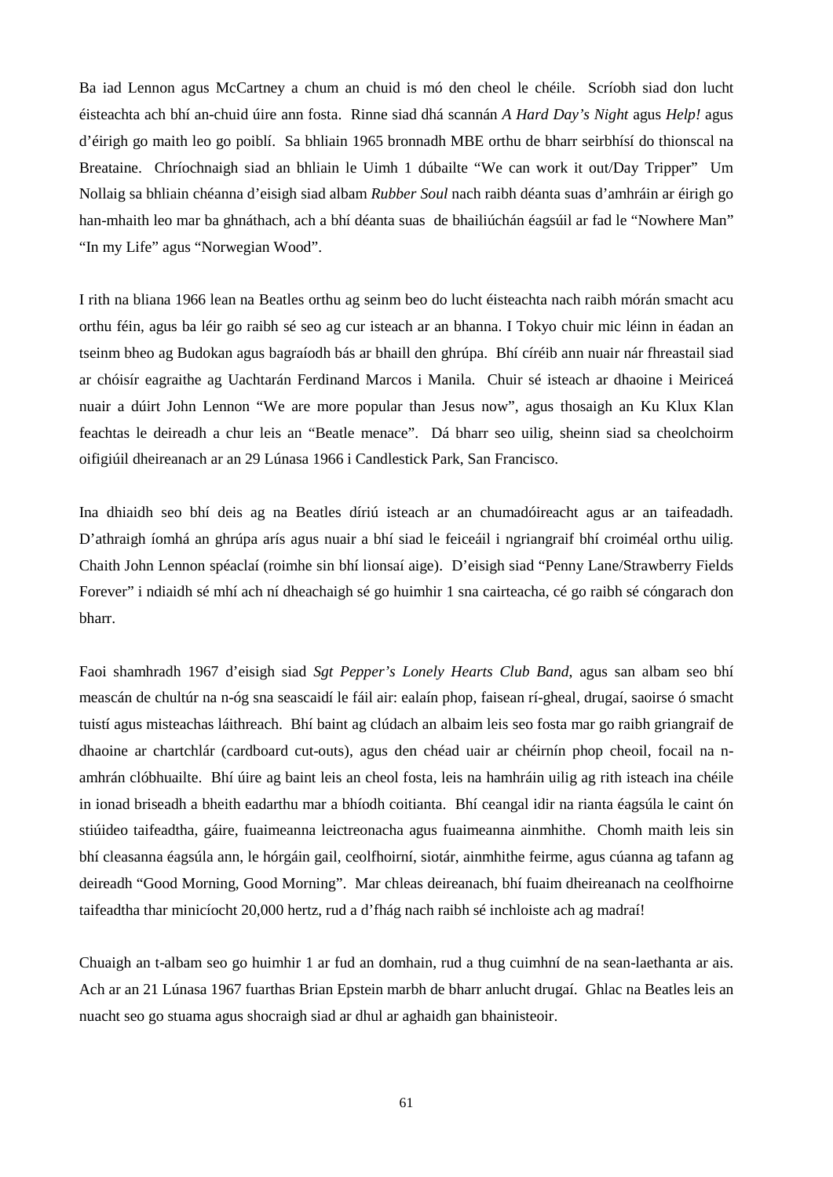Ba iad Lennon agus McCartney a chum an chuid is mó den cheol le chéile. Scríobh siad don lucht éisteachta ach bhí an-chuid úire ann fosta. Rinne siad dhá scannán *A Hard Day's Night* agus *Help!* agus d'éirigh go maith leo go poiblí. Sa bhliain 1965 bronnadh MBE orthu de bharr seirbhísí do thionscal na Breataine. Chríochnaigh siad an bhliain le Uimh 1 dúbailte "We can work it out/Day Tripper" Um Nollaig sa bhliain chéanna d'eisigh siad albam *Rubber Soul* nach raibh déanta suas d'amhráin ar éirigh go han-mhaith leo mar ba ghnáthach, ach a bhí déanta suas de bhailiúchán éagsúil ar fad le "Nowhere Man" "In my Life" agus "Norwegian Wood".

I rith na bliana 1966 lean na Beatles orthu ag seinm beo do lucht éisteachta nach raibh mórán smacht acu orthu féin, agus ba léir go raibh sé seo ag cur isteach ar an bhanna. I Tokyo chuir mic léinn in éadan an tseinm bheo ag Budokan agus bagraíodh bás ar bhaill den ghrúpa. Bhí círéib ann nuair nár fhreastail siad ar chóisír eagraithe ag Uachtarán Ferdinand Marcos i Manila. Chuir sé isteach ar dhaoine i Meiriceá nuair a dúirt John Lennon "We are more popular than Jesus now", agus thosaigh an Ku Klux Klan feachtas le deireadh a chur leis an "Beatle menace". Dá bharr seo uilig, sheinn siad sa cheolchoirm oifigiúil dheireanach ar an 29 Lúnasa 1966 i Candlestick Park, San Francisco.

Ina dhiaidh seo bhí deis ag na Beatles díriú isteach ar an chumadóireacht agus ar an taifeadadh. D'athraigh íomhá an ghrúpa arís agus nuair a bhí siad le feiceáil i ngriangraif bhí croiméal orthu uilig. Chaith John Lennon spéaclaí (roimhe sin bhí lionsaí aige). D'eisigh siad "Penny Lane/Strawberry Fields Forever" i ndiaidh sé mhí ach ní dheachaigh sé go huimhir 1 sna cairteacha, cé go raibh sé cóngarach don bharr.

Faoi shamhradh 1967 d'eisigh siad *Sgt Pepper's Lonely Hearts Club Band*, agus san albam seo bhí meascán de chultúr na n-óg sna seascaidí le fáil air: ealaín phop, faisean rí-gheal, drugaí, saoirse ó smacht tuistí agus misteachas láithreach. Bhí baint ag clúdach an albaim leis seo fosta mar go raibh griangraif de dhaoine ar chartchlár (cardboard cut-outs), agus den chéad uair ar chéirnín phop cheoil, focail na n-amhrán clóbhuailte. Bhí úire ag baint leis an cheol fosta, leis na hamhráin uilig ag rith isteach ina chéile in ionad briseadh a bheith eadarthu mar a bhíodh coitianta. Bhí ceangal idir na rianta éagsúla le caint ón stiúideo taifeadtha, gáire, fuaimeanna leictreonacha agus fuaimeanna ainmhithe. Chomh maith leis sin bhí cleasanna éagsúla ann, le hórgáin gail, ceolfhoirní, siotár, ainmhithe feirme, agus cúanna ag tafann ag deireadh "Good Morning, Good Morning". Mar chleas deireanach, bhí fuaim dheireanach na ceolfhoirne taifeadtha thar minicíocht 20,000 hertz, rud a d'fhág nach raibh sé inchloiste ach ag madraí!

Chuaigh an t-albam seo go huimhir 1 ar fud an domhain, rud a thug cuimhní de na sean-laethanta ar ais. Ach ar an 21 Lúnasa 1967 fuarthas Brian Epstein marbh de bharr anlucht drugaí. Ghlac na Beatles leis an nuacht seo go stuama agus shocraigh siad ar dhul ar aghaidh gan bhainisteoir.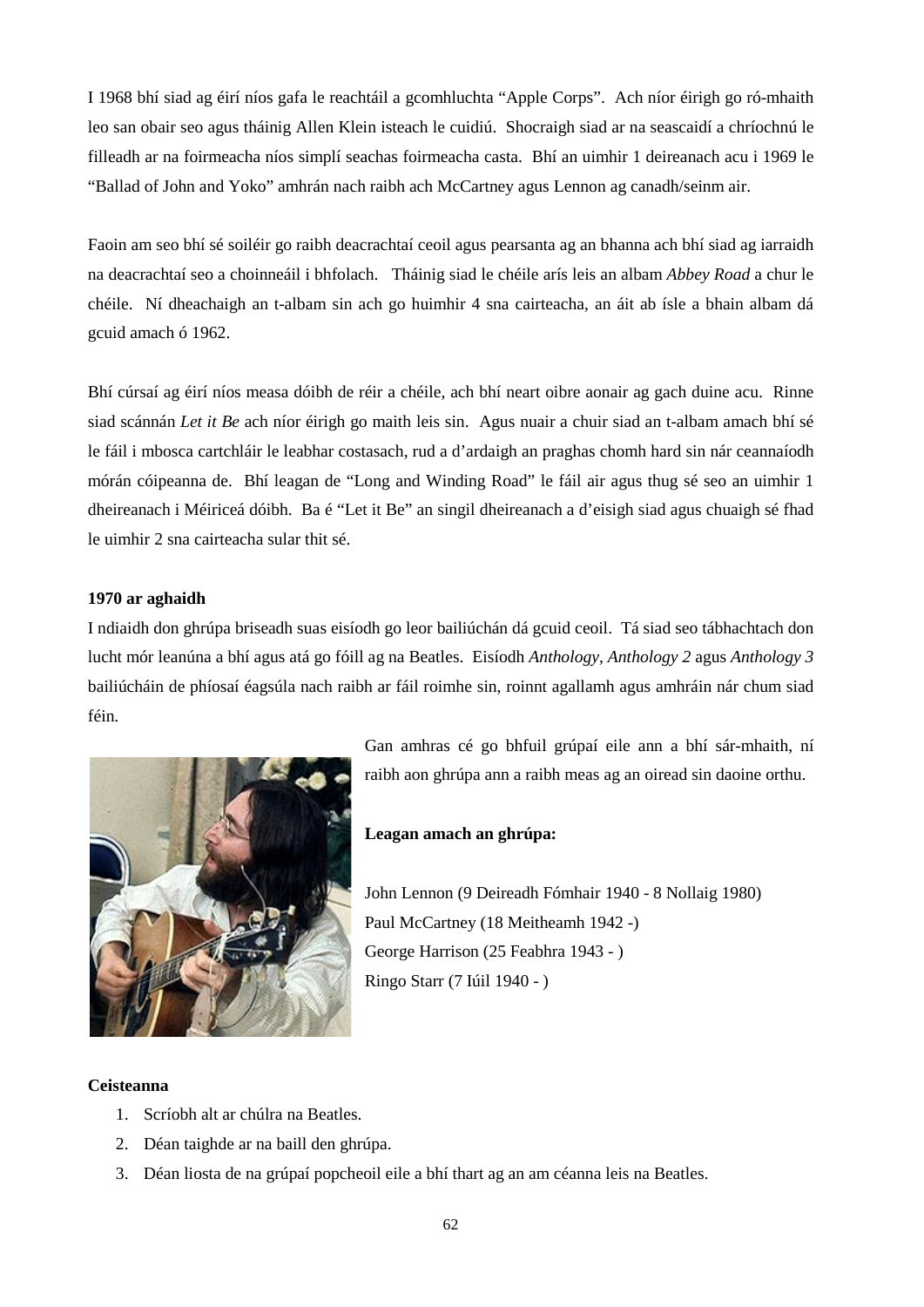I 1968 bhí siad ag éirí níos gafa le reachtáil a gcomhluchta "Apple Corps". Ach níor éirigh go ró-mhaith leo san obair seo agus tháinig Allen Klein isteach le cuidiú. Shocraigh siad ar na seascaidí a chríochnú le filleadh ar na foirmeacha níos simplí seachas foirmeacha casta. Bhí an uimhir 1 deireanach acu i 1969 le "Ballad of John and Yoko" amhrán nach raibh ach McCartney agus Lennon ag canadh/seinm air.

Faoin am seo bhí sé soiléir go raibh deacrachtaí ceoil agus pearsanta ag an bhanna ach bhí siad ag iarraidh na deacrachtaí seo a choinneáil i bhfolach. Tháinig siad le chéile arís leis an albam *Abbey Road* a chur le chéile. Ní dheachaigh an t-albam sin ach go huimhir 4 sna cairteacha, an áit ab ísle a bhain albam dá gcuid amach ó 1962.

Bhí cúrsaí ag éirí níos measa dóibh de réir a chéile, ach bhí neart oibre aonair ag gach duine acu. Rinne siad scánnán *Let it Be* ach níor éirigh go maith leis sin. Agus nuair a chuir siad an t-albam amach bhí sé le fáil i mbosca cartchláir le leabhar costasach, rud a d'ardaigh an praghas chomh hard sin nár ceannaíodh mórán cóipeanna de. Bhí leagan de "Long and Winding Road" le fáil air agus thug sé seo an uimhir 1 dheireanach i Méiriceá dóibh. Ba é "Let it Be" an singil dheireanach a d'eisigh siad agus chuaigh sé fhad le uimhir 2 sna cairteacha sular thit sé.

**1970 ar aghaidh**

I ndiaidh don ghrúpa briseadh suas eisíodh go leor bailiúchán dá gcuid ceoil. Tá siad seo tábhachtach don lucht mór leanúna a bhí agus atá go fóill ag na Beatles. Eisíodh *Anthology, Anthology 2* agus *Anthology 3* bailiúcháin de phíosaí éagsúla nach raibh ar fáil roimhe sin, roinnt agallamh agus amhráin nár chum siad féin.

Gan amhras cé go bhfuil grúpaí eile ann a bhí sár-mhaith, ní raibh aon ghrúpa ann a raibh meas ag an oiread sin daoine orthu.

**Leagan amach an ghrúpa:**

John Lennon (9 Deireadh Fómhair 1940 - 8 Nollaig 1980)
Paul McCartney (18 Meitheamh 1942 -)
George Harrison (25 Feabhra 1943 - )
Ringo Starr (7 Iúil 1940 - )

**Ceisteanna**

1. Scríobh alt ar chúlra na Beatles.
2. Déan taighde ar na baill den ghrúpa.
3. Déan liosta de na grúpaí popcheoil eile a bhí thart ag an am céanna leis na Beatles.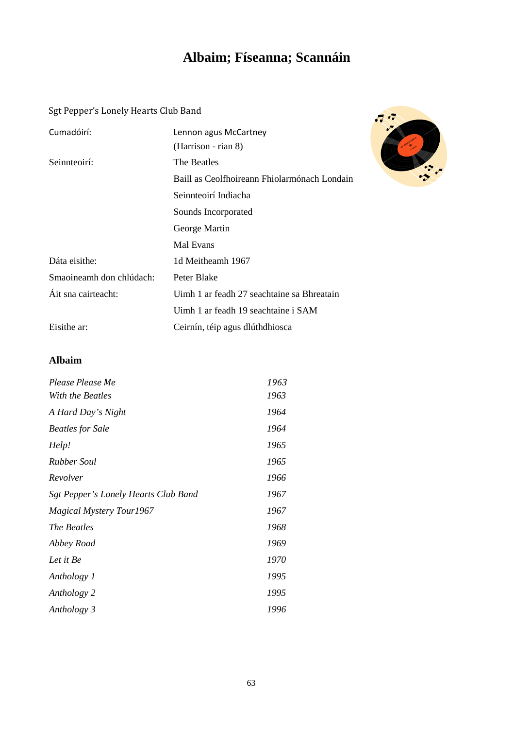# Albaim; Físeanna; Scannáin

Sgt Pepper's Lonely Hearts Club Band

| | |
|---|---|
| Cumadóirí: | Lennon agus McCartney |
| | (Harrison - rian 8) |
| Seinnteoirí: | The Beatles |
| | Baill as Ceolfhoireann Fhiolarmónach Londain |
| | Seinnteoirí Indiacha |
| | Sounds Incorporated |
| | George Martin |
| | Mal Evans |
| Dáta eisithe: | 1d Meitheamh 1967 |
| Smaoineamh don chlúdach: | Peter Blake |
| Áit sna cairteacht: | Uimh 1 ar feadh 27 seachtaine sa Bhreatain |
| | Uimh 1 ar feadh 19 seachtaine i SAM |
| Eisithe ar: | Ceirnín, téip agus dlúthdhiosca |

## Albaim

| | |
|---|---|
| *Please Please Me* | *1963* |
| *With the Beatles* | *1963* |
| *A Hard Day's Night* | *1964* |
| *Beatles for Sale* | *1964* |
| *Help!* | *1965* |
| *Rubber Soul* | *1965* |
| *Revolver* | *1966* |
| *Sgt Pepper's Lonely Hearts Club Band* | *1967* |
| *Magical Mystery Tour1967* | *1967* |
| *The Beatles* | *1968* |
| *Abbey Road* | *1969* |
| *Let it Be* | *1970* |
| *Anthology 1* | *1995* |
| *Anthology 2* | *1995* |
| *Anthology 3* | *1996* |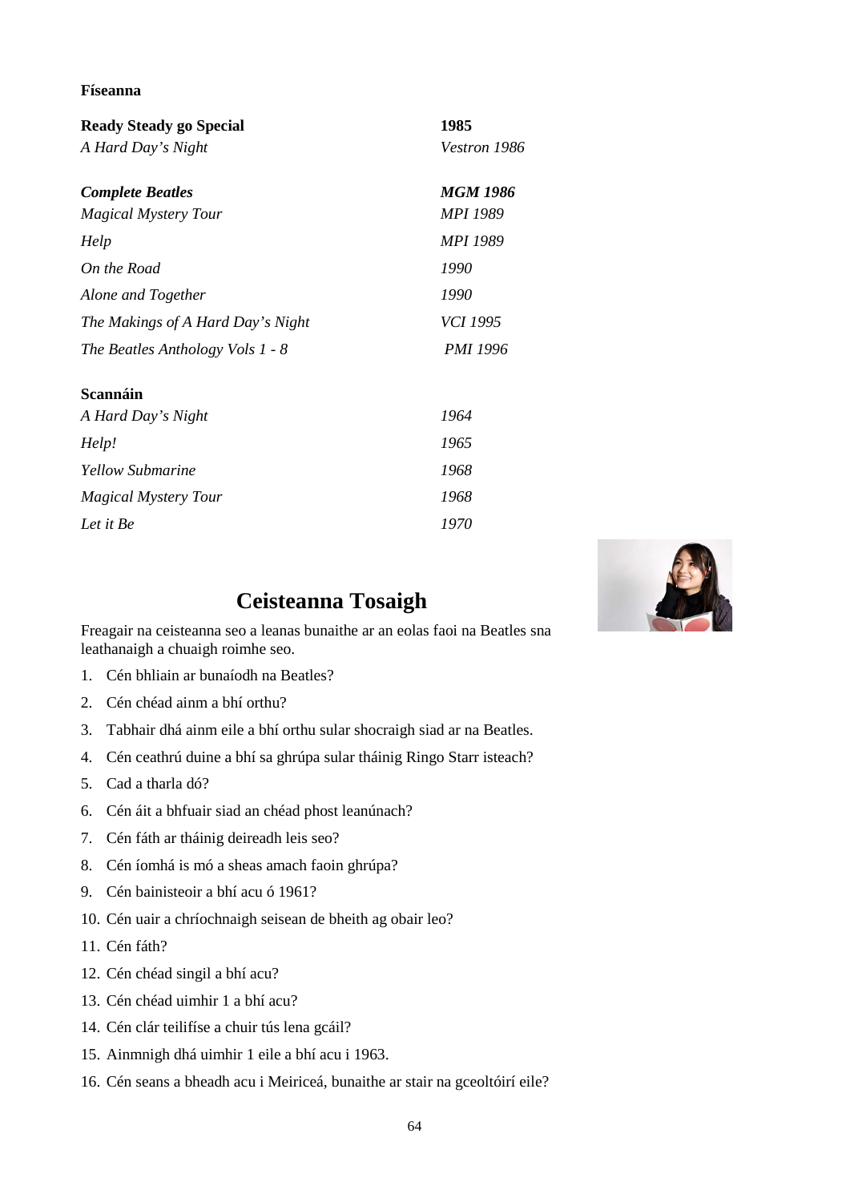**Físeanna**

| | |
|---|---|
| **Ready Steady go Special** | **1985** |
| *A Hard Day's Night* | *Vestron 1986* |
| ***Complete Beatles*** | ***MGM 1986*** |
| *Magical Mystery Tour* | *MPI 1989* |
| *Help* | *MPI 1989* |
| *On the Road* | *1990* |
| *Alone and Together* | *1990* |
| *The Makings of A Hard Day's Night* | *VCI 1995* |
| *The Beatles Anthology Vols 1 - 8* | *PMI 1996* |

**Scannáin**

| | |
|---|---|
| *A Hard Day's Night* | *1964* |
| *Help!* | *1965* |
| *Yellow Submarine* | *1968* |
| *Magical Mystery Tour* | *1968* |
| *Let it Be* | *1970* |

## Ceisteanna Tosaigh

Freagair na ceisteanna seo a leanas bunaithe ar an eolas faoi na Beatles sna leathanaigh a chuaigh roimhe seo.

1. Cén bhliain ar bunaíodh na Beatles?
2. Cén chéad ainm a bhí orthu?
3. Tabhair dhá ainm eile a bhí orthu sular shocraigh siad ar na Beatles.
4. Cén ceathrú duine a bhí sa ghrúpa sular tháinig Ringo Starr isteach?
5. Cad a tharla dó?
6. Cén áit a bhfuair siad an chéad phost leanúnach?
7. Cén fáth ar tháinig deireadh leis seo?
8. Cén íomhá is mó a sheas amach faoin ghrúpa?
9. Cén bainisteoir a bhí acu ó 1961?
10. Cén uair a chríochnaigh seisean de bheith ag obair leo?
11. Cén fáth?
12. Cén chéad singil a bhí acu?
13. Cén chéad uimhir 1 a bhí acu?
14. Cén clár teilifíse a chuir tús lena gcáil?
15. Ainmnigh dhá uimhir 1 eile a bhí acu i 1963.
16. Cén seans a bheadh acu i Meiriceá, bunaithe ar stair na gceoltóirí eile?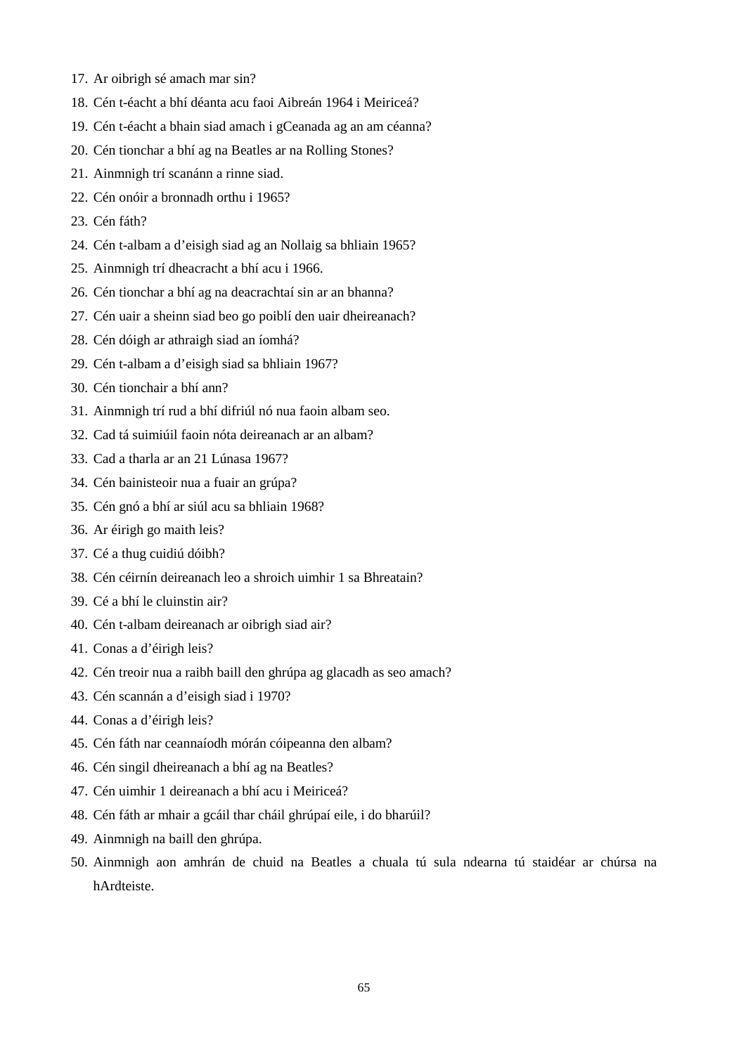17. Ar oibrigh sé amach mar sin?
18. Cén t-éacht a bhí déanta acu faoi Aibreán 1964 i Meiriceá?
19. Cén t-éacht a bhain siad amach i gCeanada ag an am céanna?
20. Cén tionchar a bhí ag na Beatles ar na Rolling Stones?
21. Ainmnigh trí scanánn a rinne siad.
22. Cén onóir a bronnadh orthu i 1965?
23. Cén fáth?
24. Cén t-albam a d'eisigh siad ag an Nollaig sa bhliain 1965?
25. Ainmnigh trí dheacracht a bhí acu i 1966.
26. Cén tionchar a bhí ag na deacrachtaí sin ar an bhanna?
27. Cén uair a sheinn siad beo go poiblí den uair dheireanach?
28. Cén dóigh ar athraigh siad an íomhá?
29. Cén t-albam a d'eisigh siad sa bhliain 1967?
30. Cén tionchair a bhí ann?
31. Ainmnigh trí rud a bhí difriúl nó nua faoin albam seo.
32. Cad tá suimiúil faoin nóta deireanach ar an albam?
33. Cad a tharla ar an 21 Lúnasa 1967?
34. Cén bainisteoir nua a fuair an grúpa?
35. Cén gnó a bhí ar siúl acu sa bhliain 1968?
36. Ar éirigh go maith leis?
37. Cé a thug cuidiú dóibh?
38. Cén céirnín deireanach leo a shroich uimhir 1 sa Bhreatain?
39. Cé a bhí le cluinstin air?
40. Cén t-albam deireanach ar oibrigh siad air?
41. Conas a d'éirigh leis?
42. Cén treoir nua a raibh baill den ghrúpa ag glacadh as seo amach?
43. Cén scannán a d'eisigh siad i 1970?
44. Conas a d'éirigh leis?
45. Cén fáth nar ceannaíodh mórán cóipeanna den albam?
46. Cén singil dheireanach a bhí ag na Beatles?
47. Cén uimhir 1 deireanach a bhí acu i Meiriceá?
48. Cén fáth ar mhair a gcáil thar cháil ghrúpaí eile, i do bharúil?
49. Ainmnigh na baill den ghrúpa.
50. Ainmnigh aon amhrán de chuid na Beatles a chuala tú sula ndearna tú staidéar ar chúrsa na hArdteiste.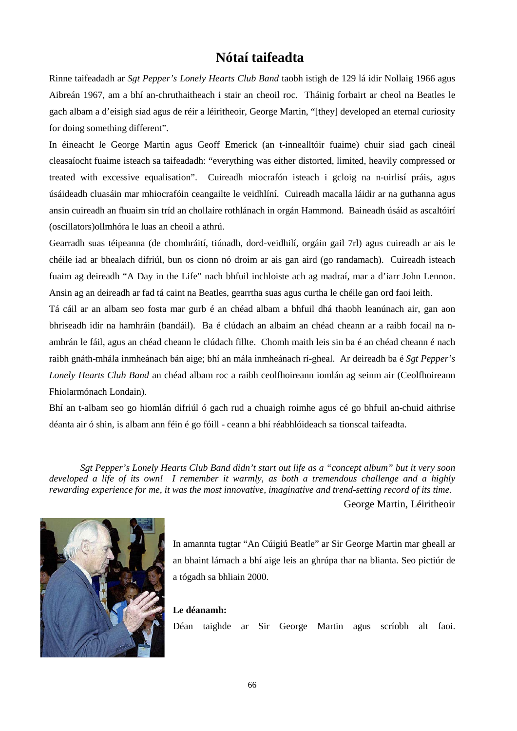# Nótaí taifeadta

Rinne taifeadadh ar *Sgt Pepper's Lonely Hearts Club Band* taobh istigh de 129 lá idir Nollaig 1966 agus Aibreán 1967, am a bhí an-chruthaitheach i stair an cheoil roc. Tháinig forbairt ar cheol na Beatles le gach albam a d'eisigh siad agus de réir a léiritheoir, George Martin, "[they] developed an eternal curiosity for doing something different".

In éineacht le George Martin agus Geoff Emerick (an t-innealltóir fuaime) chuir siad gach cineál cleasaíocht fuaime isteach sa taifeadadh: "everything was either distorted, limited, heavily compressed or treated with excessive equalisation". Cuireadh miocrafón isteach i gcloig na n-uirlisí práis, agus úsáideadh cluasáin mar mhiocrafóin ceangailte le veidhlíní. Cuireadh macalla láidir ar na guthanna agus ansin cuireadh an fhuaim sin tríd an chollaire rothlánach in orgán Hammond. Baineadh úsáid as ascaltóirí (oscillators)ollmhóra le luas an cheoil a athrú.

Gearradh suas téipeanna (de chomhráití, tiúnadh, dord-veidhilí, orgáin gail 7rl) agus cuireadh ar ais le chéile iad ar bhealach difriúl, bun os cionn nó droim ar ais gan aird (go randamach). Cuireadh isteach fuaim ag deireadh "A Day in the Life" nach bhfuil inchloiste ach ag madraí, mar a d'iarr John Lennon. Ansin ag an deireadh ar fad tá caint na Beatles, gearrtha suas agus curtha le chéile gan ord faoi leith.

Tá cáil ar an albam seo fosta mar gurb é an chéad albam a bhfuil dhá thaobh leanúnach air, gan aon bhriseadh idir na hamhráin (bandáil). Ba é clúdach an albaim an chéad cheann ar a raibh focail na n-amhrán le fáil, agus an chéad cheann le clúdach fillte. Chomh maith leis sin ba é an chéad cheann é nach raibh gnáth-mhála inmheánach bán aige; bhí an mála inmheánach rí-gheal. Ar deireadh ba é *Sgt Pepper's Lonely Hearts Club Band* an chéad albam roc a raibh ceolfhoireann iomlán ag seinm air (Ceolfhoireann Fhiolarmónach Londain).

Bhí an t-albam seo go hiomlán difriúl ó gach rud a chuaigh roimhe agus cé go bhfuil an-chuid aithrise déanta air ó shin, is albam ann féin é go fóill - ceann a bhí réabhlóideach sa tionscal taifeadta.

> *Sgt Pepper's Lonely Hearts Club Band didn't start out life as a "concept album" but it very soon developed a life of its own! I remember it warmly, as both a tremendous challenge and a highly rewarding experience for me, it was the most innovative, imaginative and trend-setting record of its time.*
>
> George Martin, Léiritheoir

In amannta tugtar "An Cúigiú Beatle" ar Sir George Martin mar gheall ar an bhaint lárnach a bhí aige leis an ghrúpa thar na blianta. Seo pictiúr de a tógadh sa bhliain 2000.

**Le déanamh:**

Déan taighde ar Sir George Martin agus scríobh alt faoi.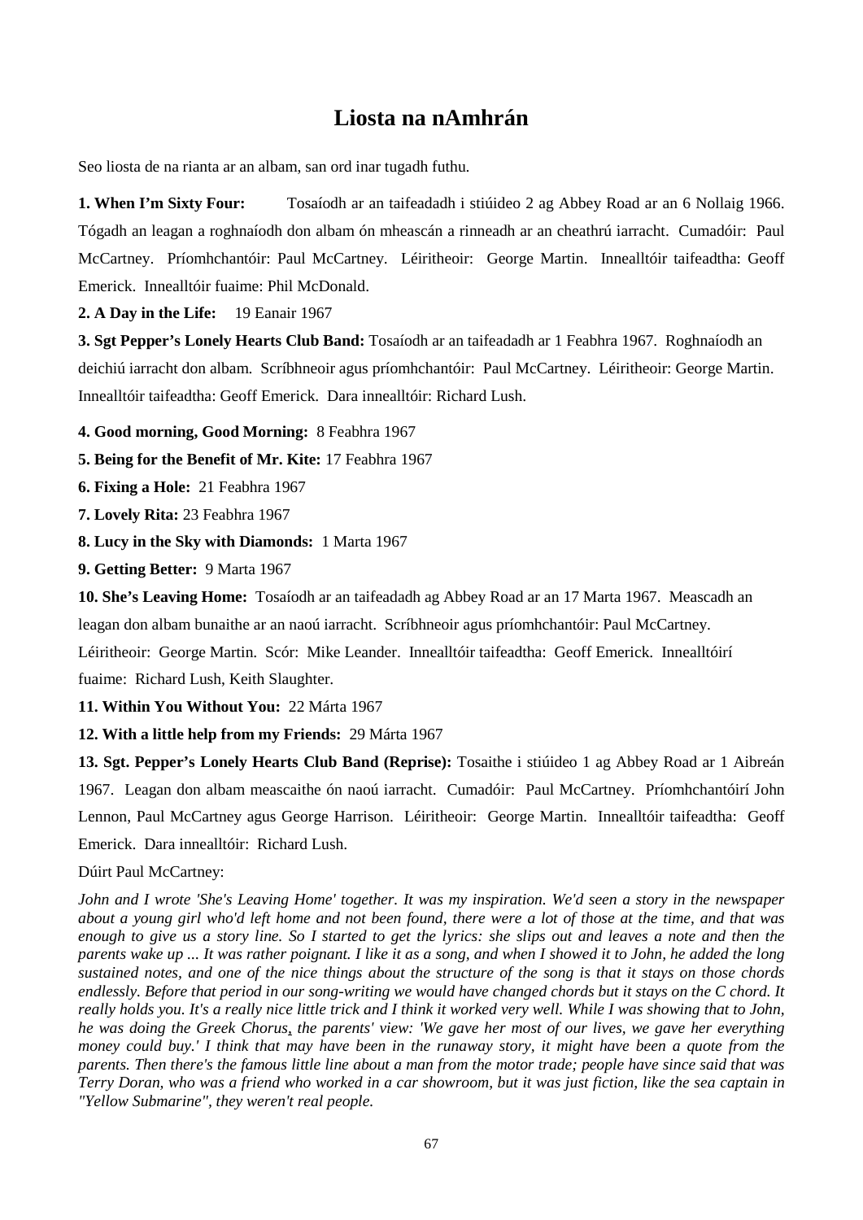# Liosta na nAmhrán

Seo liosta de na rianta ar an albam, san ord inar tugadh futhu.

**1. When I'm Sixty Four:** Tosaíodh ar an taifeadadh i stiúideo 2 ag Abbey Road ar an 6 Nollaig 1966. Tógadh an leagan a roghnaíodh don albam ón mheascán a rinneadh ar an cheathrú iarracht. Cumadóir: Paul McCartney. Príomhchantóir: Paul McCartney. Léiritheoir: George Martin. Innealltóir taifeadtha: Geoff Emerick. Innealltóir fuaime: Phil McDonald.

**2. A Day in the Life:** 19 Eanair 1967

**3. Sgt Pepper's Lonely Hearts Club Band:** Tosaíodh ar an taifeadadh ar 1 Feabhra 1967. Roghnaíodh an deichiú iarracht don albam. Scríbhneoir agus príomhchantóir: Paul McCartney. Léiritheoir: George Martin. Innealltóir taifeadtha: Geoff Emerick. Dara innealltóir: Richard Lush.

**4. Good morning, Good Morning:** 8 Feabhra 1967

**5. Being for the Benefit of Mr. Kite:** 17 Feabhra 1967

**6. Fixing a Hole:** 21 Feabhra 1967

**7. Lovely Rita:** 23 Feabhra 1967

**8. Lucy in the Sky with Diamonds:** 1 Marta 1967

**9. Getting Better:** 9 Marta 1967

**10. She's Leaving Home:** Tosaíodh ar an taifeadadh ag Abbey Road ar an 17 Marta 1967. Meascadh an leagan don albam bunaithe ar an naoú iarracht. Scríbhneoir agus príomhchantóir: Paul McCartney. Léiritheoir: George Martin. Scór: Mike Leander. Innealltóir taifeadtha: Geoff Emerick. Innealltóirí fuaime: Richard Lush, Keith Slaughter.

**11. Within You Without You:** 22 Márta 1967

**12. With a little help from my Friends:** 29 Márta 1967

**13. Sgt. Pepper's Lonely Hearts Club Band (Reprise):** Tosaithe i stiúideo 1 ag Abbey Road ar 1 Aibreán 1967. Leagan don albam meascaithe ón naoú iarracht. Cumadóir: Paul McCartney. Príomhchantóirí John Lennon, Paul McCartney agus George Harrison. Léiritheoir: George Martin. Innealltóir taifeadtha: Geoff Emerick. Dara innealltóir: Richard Lush.

Dúirt Paul McCartney:

*John and I wrote 'She's Leaving Home' together. It was my inspiration. We'd seen a story in the newspaper about a young girl who'd left home and not been found, there were a lot of those at the time, and that was enough to give us a story line. So I started to get the lyrics: she slips out and leaves a note and then the parents wake up ... It was rather poignant. I like it as a song, and when I showed it to John, he added the long sustained notes, and one of the nice things about the structure of the song is that it stays on those chords endlessly. Before that period in our song-writing we would have changed chords but it stays on the C chord. It really holds you. It's a really nice little trick and I think it worked very well. While I was showing that to John, he was doing the Greek Chorus, the parents' view: 'We gave her most of our lives, we gave her everything money could buy.' I think that may have been in the runaway story, it might have been a quote from the parents. Then there's the famous little line about a man from the motor trade; people have since said that was Terry Doran, who was a friend who worked in a car showroom, but it was just fiction, like the sea captain in "Yellow Submarine", they weren't real people.*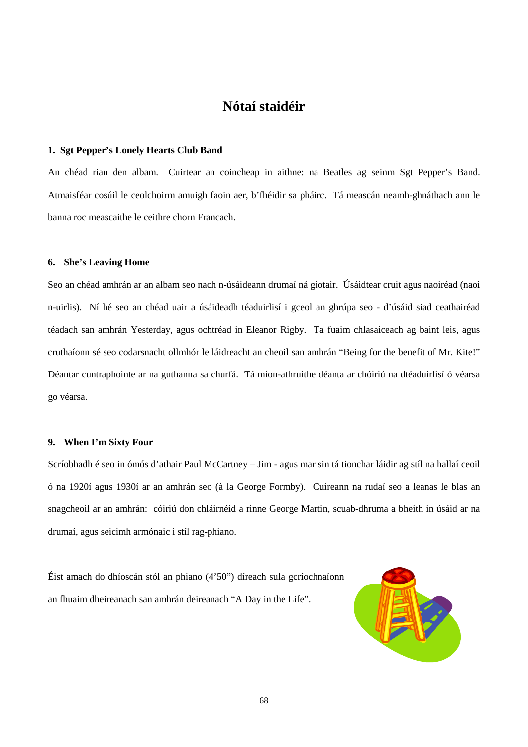# Nótaí staidéir

### 1. Sgt Pepper's Lonely Hearts Club Band

An chéad rian den albam. Cuirtear an coincheap in aithne: na Beatles ag seinm Sgt Pepper's Band. Atmaisféar cosúil le ceolchoirm amuigh faoin aer, b'fhéidir sa pháirc. Tá meascán neamh-ghnáthach ann le banna roc meascaithe le ceithre chorn Francach.

### 6. She's Leaving Home

Seo an chéad amhrán ar an albam seo nach n-úsáideann drumaí ná giotair. Úsáidtear cruit agus naoiréad (naoi n-uirlis). Ní hé seo an chéad uair a úsáideadh téaduirlisí i gceol an ghrúpa seo - d'úsáid siad ceathairéad téadach san amhrán Yesterday, agus ochtréad in Eleanor Rigby. Ta fuaim chlasaiceach ag baint leis, agus cruthaíonn sé seo codarsnacht ollmhór le láidreacht an cheoil san amhrán "Being for the benefit of Mr. Kite!" Déantar cuntraphointe ar na guthanna sa churfá. Tá mion-athruithe déanta ar chóiriú na dtéaduirlisí ó véarsa go véarsa.

### 9. When I'm Sixty Four

Scríobhadh é seo in ómós d'athair Paul McCartney – Jim - agus mar sin tá tionchar láidir ag stíl na hallaí ceoil ó na 1920í agus 1930í ar an amhrán seo (à la George Formby). Cuireann na rudaí seo a leanas le blas an snagcheoil ar an amhrán: cóiriú don chláirnéid a rinne George Martin, scuab-dhruma a bheith in úsáid ar na drumaí, agus seicimh armónaic i stíl rag-phiano.

Éist amach do dhíoscán stól an phiano (4'50") díreach sula gcríochnaíonn an fhuaim dheireanach san amhrán deireanach "A Day in the Life".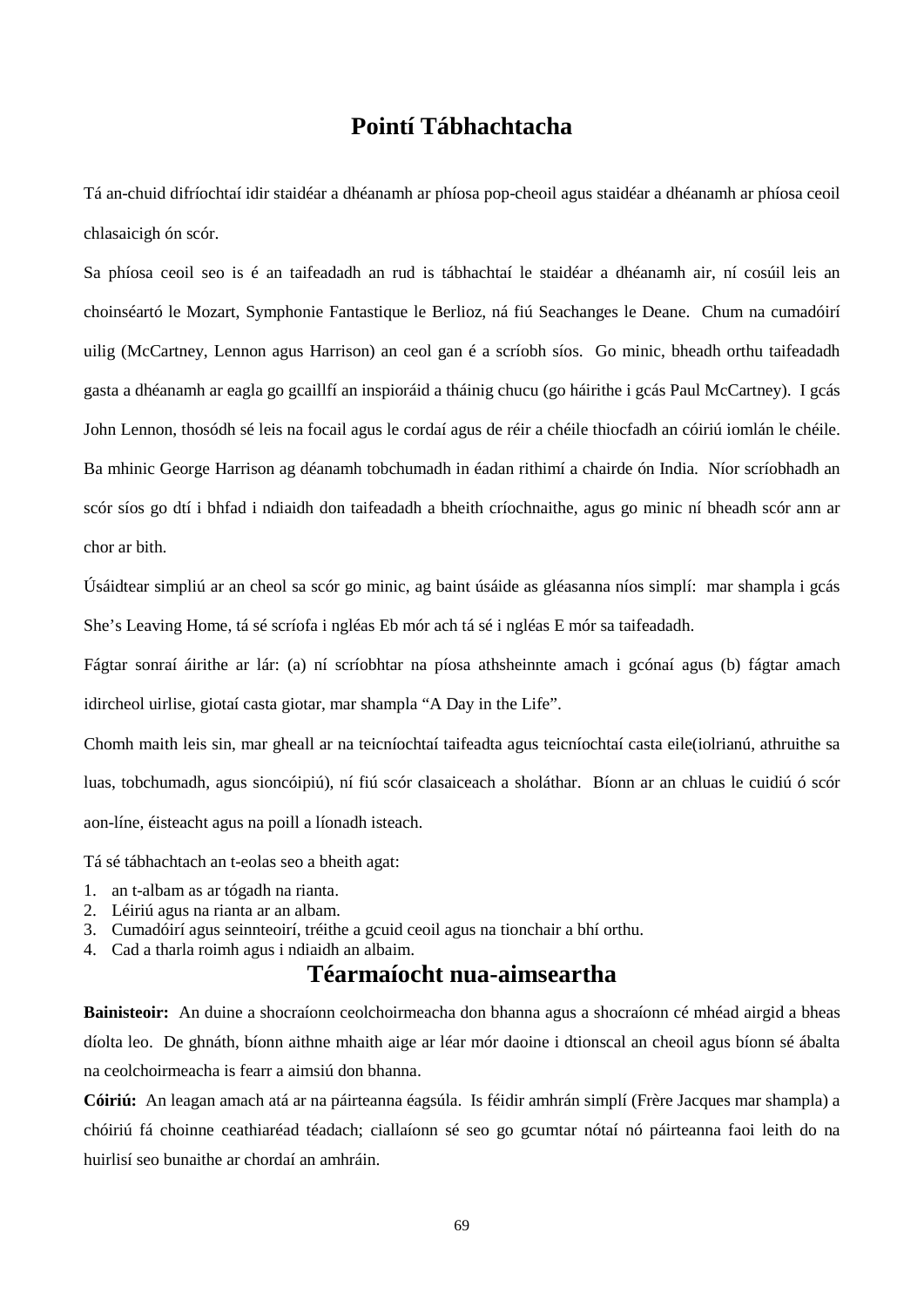# Pointí Tábhachtacha

Tá an-chuid difríochtaí idir staidéar a dhéanamh ar phíosa pop-cheoil agus staidéar a dhéanamh ar phíosa ceoil chlasaicigh ón scór.

Sa phíosa ceoil seo is é an taifeadadh an rud is tábhachtaí le staidéar a dhéanamh air, ní cosúil leis an choinséartó le Mozart, Symphonie Fantastique le Berlioz, ná fiú Seachanges le Deane. Chum na cumadóirí uilig (McCartney, Lennon agus Harrison) an ceol gan é a scríobh síos. Go minic, bheadh orthu taifeadadh gasta a dhéanamh ar eagla go gcaillfí an inspioráid a tháinig chucu (go háirithe i gcás Paul McCartney). I gcás John Lennon, thosódh sé leis na focail agus le cordaí agus de réir a chéile thiocfadh an cóiriú iomlán le chéile. Ba mhinic George Harrison ag déanamh tobchumadh in éadan rithimí a chairde ón India. Níor scríobhadh an scór síos go dtí i bhfad i ndiaidh don taifeadadh a bheith críochnaithe, agus go minic ní bheadh scór ann ar chor ar bith.

Úsáidtear simpliú ar an cheol sa scór go minic, ag baint úsáide as gléasanna níos simplí: mar shampla i gcás She's Leaving Home, tá sé scríofa i ngléas Eb mór ach tá sé i ngléas E mór sa taifeadadh.

Fágtar sonraí áirithe ar lár: (a) ní scríobhtar na píosa athsheinnte amach i gcónaí agus (b) fágtar amach idircheol uirlise, giotaí casta giotar, mar shampla "A Day in the Life".

Chomh maith leis sin, mar gheall ar na teicníochtaí taifeadta agus teicníochtaí casta eile(iolrianú, athruithe sa luas, tobchumadh, agus sioncóipiú), ní fiú scór clasaiceach a sholáthar. Bíonn ar an chluas le cuidiú ó scór aon-líne, éisteacht agus na poill a líonadh isteach.

Tá sé tábhachtach an t-eolas seo a bheith agat:

1. an t-albam as ar tógadh na rianta.
2. Léiriú agus na rianta ar an albam.
3. Cumadóirí agus seinnteoirí, tréithe a gcuid ceoil agus na tionchair a bhí orthu.
4. Cad a tharla roimh agus i ndiaidh an albaim.

# Téarmaíocht nua-aimseartha

**Bainisteoir:** An duine a shocraíonn ceolchoirmeacha don bhanna agus a shocraíonn cé mhéad airgid a bheas díolta leo. De ghnáth, bíonn aithne mhaith aige ar léar mór daoine i dtionscal an cheoil agus bíonn sé ábalta na ceolchoirmeacha is fearr a aimsiú don bhanna.

**Cóiriú:** An leagan amach atá ar na páirteanna éagsúla. Is féidir amhrán simplí (Frère Jacques mar shampla) a chóiriú fá choinne ceathiaréad téadach; ciallaíonn sé seo go gcumtar nótaí nó páirteanna faoi leith do na huirlisí seo bunaithe ar chordaí an amhráin.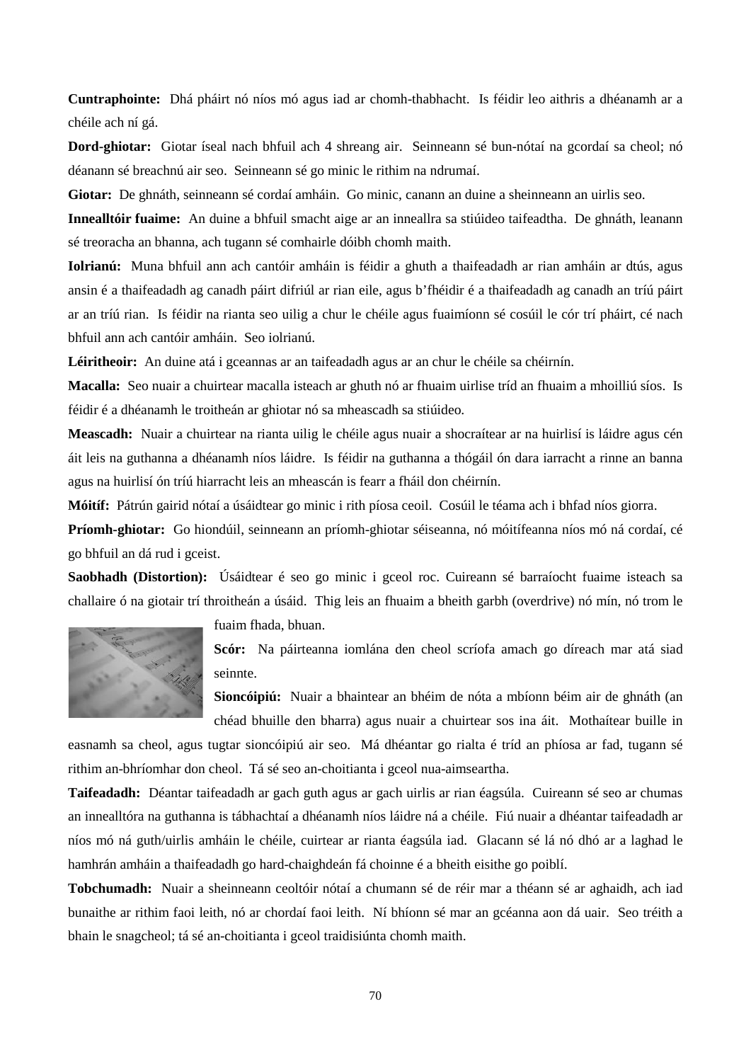**Cuntraphointe:** Dhá pháirt nó níos mó agus iad ar chomh-thabhacht. Is féidir leo aithris a dhéanamh ar a chéile ach ní gá.

**Dord-ghiotar:** Giotar íseal nach bhfuil ach 4 shreang air. Seinneann sé bun-nótaí na gcordaí sa cheol; nó déanann sé breachnú air seo. Seinneann sé go minic le rithim na ndrumaí.

**Giotar:** De ghnáth, seinneann sé cordaí amháin. Go minic, canann an duine a sheinneann an uirlis seo.

**Innealltóir fuaime:** An duine a bhfuil smacht aige ar an innealllra sa stiúideo taifeadtha. De ghnáth, leanann sé treoracha an bhanna, ach tugann sé comhairle dóibh chomh maith.

**Iolrianú:** Muna bhfuil ann ach cantóir amháin is féidir a ghuth a thaifeadadh ar rian amháin ar dtús, agus ansin é a thaifeadadh ag canadh páirt difriúl ar rian eile, agus b'fhéidir é a thaifeadadh ag canadh an tríú páirt ar an tríú rian. Is féidir na rianta seo uilig a chur le chéile agus fuaimíonn sé cosúil le cór trí pháirt, cé nach bhfuil ann ach cantóir amháin. Seo iolrianú.

**Léiritheoir:** An duine atá i gceannas ar an taifeadadh agus ar an chur le chéile sa chéirnín.

**Macalla:** Seo nuair a chuirtear macalla isteach ar ghuth nó ar fhuaim uirlise tríd an fhuaim a mhoilliú síos. Is féidir é a dhéanamh le troitheán ar ghiotar nó sa mheascadh sa stiúideo.

**Meascadh:** Nuair a chuirtear na rianta uilig le chéile agus nuair a shocraítear ar na huirlisí is láidre agus cén áit leis na guthanna a dhéanamh níos láidre. Is féidir na guthanna a thógáil ón dara iarracht a rinne an banna agus na huirlisí ón tríú hiarracht leis an mheascán is fearr a fháil don chéirnín.

**Móitíf:** Pátrún gairid nótaí a úsáidtear go minic i rith píosa ceoil. Cosúil le téama ach i bhfad níos giorra.

**Príomh-ghiotar:** Go hiondúil, seinneann an príomh-ghiotar séiseanna, nó móitífeanna níos mó ná cordaí, cé go bhfuil an dá rud i gceist.

**Saobhadh (Distortion):** Úsáidtear é seo go minic i gceol roc. Cuireann sé barraíocht fuaime isteach sa challaire ó na giotair trí throitheán a úsáid. Thig leis an fhuaim a bheith garbh (overdrive) nó mín, nó trom le fuaim fhada, bhuan.

**Scór:** Na páirteanna iomlána den cheol scríofa amach go díreach mar atá siad seinnte.

**Sioncóipiú:** Nuair a bhaintear an bhéim de nóta a mbíonn béim air de ghnáth (an chéad bhuille den bharra) agus nuair a chuirtear sos ina áit. Mothaítear buille in easnamh sa cheol, agus tugtar sioncóipiú air seo. Má dhéantar go rialta é tríd an phíosa ar fad, tugann sé rithim an-bhríomhar don cheol. Tá sé seo an-choitianta i gceol nua-aimseartha.

**Taifeadadh:** Déantar taifeadadh ar gach guth agus ar gach uirlis ar rian éagsúla. Cuireann sé seo ar chumas an innealltóra na guthanna is tábhachtaí a dhéanamh níos láidre ná a chéile. Fiú nuair a dhéantar taifeadadh ar níos mó ná guth/uirlis amháin le chéile, cuirtear ar rianta éagsúla iad. Glacann sé lá nó dhó ar a laghad le hamhrán amháin a thaifeadadh go hard-chaighdeán fá choinne é a bheith eisithe go poiblí.

**Tobchumadh:** Nuair a sheinneann ceoltóir nótaí a chumann sé de réir mar a théann sé ar aghaidh, ach iad bunaithe ar rithim faoi leith, nó ar chordaí faoi leith. Ní bhíonn sé mar an gcéanna aon dá uair. Seo tréith a bhain le snagcheol; tá sé an-choitianta i gceol traidisiúnta chomh maith.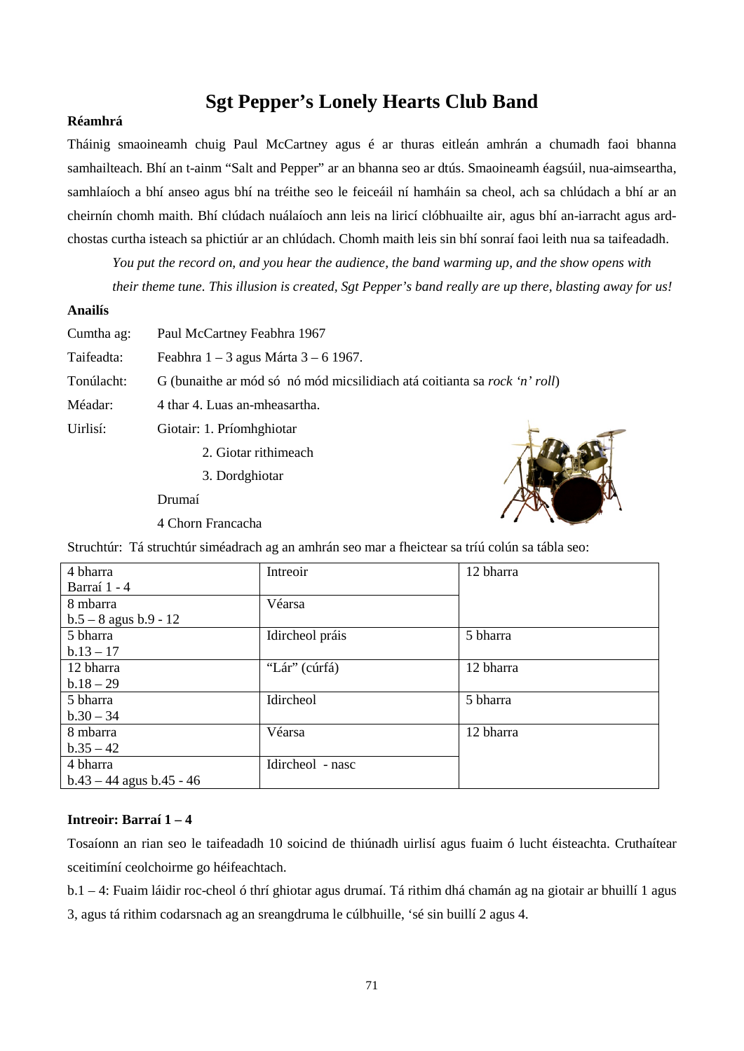# Sgt Pepper's Lonely Hearts Club Band

**Réamhrá**

Tháinig smaoineamh chuig Paul McCartney agus é ar thuras eitleán amhrán a chumadh faoi bhanna samhailteach. Bhí an t-ainm "Salt and Pepper" ar an bhanna seo ar dtús. Smaoineamh éagsúil, nua-aimseartha, samhlaíoch a bhí anseo agus bhí na tréithe seo le feiceáil ní hamháin sa cheol, ach sa chlúdach a bhí ar an cheirnín chomh maith. Bhí clúdach nuálaíoch ann leis na liricí clóbhuailte air, agus bhí an-iarracht agus ard-chostas curtha isteach sa phictiúr ar an chlúdach. Chomh maith leis sin bhí sonraí faoi leith nua sa taifeadadh.

*You put the record on, and you hear the audience, the band warming up, and the show opens with their theme tune. This illusion is created, Sgt Pepper's band really are up there, blasting away for us!*

**Anailís**

Cumtha ag: Paul McCartney Feabhra 1967

Taifeadta: Feabhra 1 – 3 agus Márta 3 – 6 1967.

Tonúlacht: G (bunaithe ar mód só nó mód micsilidiach atá coitianta sa *rock 'n' roll*)

Méadar: 4 thar 4. Luas an-mheasartha.

Uirlisí: Giotair: 1. Príomhghiotar

2. Giotar rithimeach

3. Dordghiotar

Drumaí

4 Chorn Francacha

Struchtúr: Tá struchtúr siméadrach ag an amhrán seo mar a fheictear sa tríú colún sa tábla seo:

| | | |
|---|---|---|
| 4 bharra<br>Barraí 1 - 4 | Intreoir | 12 bharra |
| 8 mbarra<br>b.5 – 8 agus b.9 - 12 | Véarsa | |
| 5 bharra<br>b.13 – 17 | Idircheol práis | 5 bharra |
| 12 bharra<br>b.18 – 29 | "Lár" (cúrfá) | 12 bharra |
| 5 bharra<br>b.30 – 34 | Idircheol | 5 bharra |
| 8 mbarra<br>b.35 – 42 | Véarsa | 12 bharra |
| 4 bharra<br>b.43 – 44 agus b.45 - 46 | Idircheol - nasc | |

**Intreoir: Barraí 1 – 4**

Tosaíonn an rian seo le taifeadadh 10 soicind de thiúnadh uirlisí agus fuaim ó lucht éisteachta. Cruthaítear sceitimíní ceolchoirme go héifeachtach.

b.1 – 4: Fuaim láidir roc-cheol ó thrí ghiotar agus drumaí. Tá rithim dhá chamán ag na giotair ar bhuillí 1 agus 3, agus tá rithim codarsnach ag an sreangdruma le cúlbhuille, 'sé sin buillí 2 agus 4.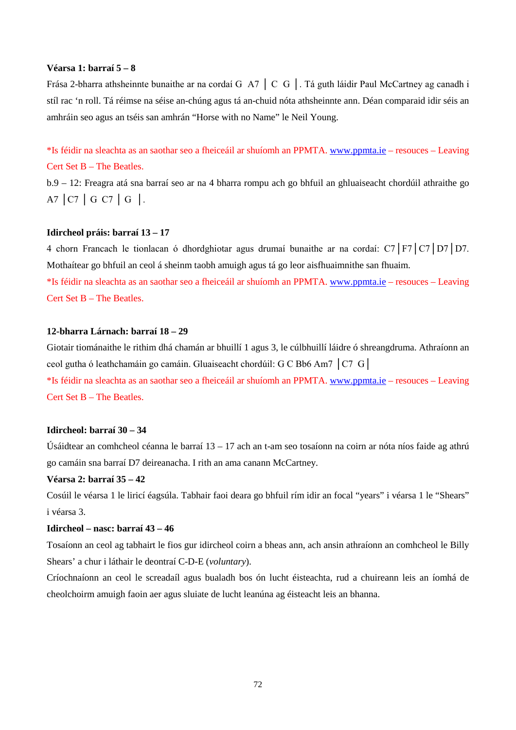**Véarsa 1: barraí 5 – 8**

Frása 2-bharra athsheinnte bunaithe ar na cordaí G A7 │ C G │. Tá guth láidir Paul McCartney ag canadh i stíl rac 'n roll. Tá réimse na séise an-chúng agus tá an-chuid nóta athsheinnte ann. Déan comparaid idir séis an amhráin seo agus an tséis san amhrán "Horse with no Name" le Neil Young.

*Is féidir na sleachta as an saothar seo a fheiceáil ar shuíomh an PPMTA. [www.ppmta.ie](http://www.ppmta.ie) – resouces – Leaving Cert Set B – The Beatles.

b.9 – 12: Freagra atá sna barraí seo ar na 4 bharra rompu ach go bhfuil an ghluaiseacht chordúil athraithe go A7 │C7 │ G C7 │ G │.

**Idircheol práis: barraí 13 – 17**

4 chorn Francach le tionlacan ó dhordghiotar agus drumaí bunaithe ar na cordaí: C7│F7│C7│D7│D7. Mothaítear go bhfuil an ceol á sheinm taobh amuigh agus tá go leor aisfhuaimnithe san fhuaim.

*Is féidir na sleachta as an saothar seo a fheiceáil ar shuíomh an PPMTA. [www.ppmta.ie](http://www.ppmta.ie) – resouces – Leaving Cert Set B – The Beatles.

**12-bharra Lárnach: barraí 18 – 29**

Giotair tiománaithe le rithim dhá chamán ar bhuillí 1 agus 3, le cúlbhuillí láidre ó shreangdruma. Athraíonn an ceol gutha ó leathchamáin go camáin. Gluaiseacht chordúil: G C Bb6 Am7 │C7 G│

*Is féidir na sleachta as an saothar seo a fheiceáil ar shuíomh an PPMTA. [www.ppmta.ie](http://www.ppmta.ie) – resouces – Leaving Cert Set B – The Beatles.

**Idircheol: barraí 30 – 34**

Úsáidtear an comhcheol céanna le barraí 13 – 17 ach an t-am seo tosaíonn na coirn ar nóta níos faide ag athrú go camáin sna barraí D7 deireanacha. I rith an ama canann McCartney.

**Véarsa 2: barraí 35 – 42**

Cosúil le véarsa 1 le liricí éagsúla. Tabhair faoi deara go bhfuil rím idir an focal "years" i véarsa 1 le "Shears" i véarsa 3.

**Idircheol – nasc: barraí 43 – 46**

Tosaíonn an ceol ag tabhairt le fios gur idircheol coirn a bheas ann, ach ansin athraíonn an comhcheol le Billy Shears' a chur i láthair le deontraí C-D-E (*voluntary*).

Críochnaíonn an ceol le screadaíl agus bualadh bos ón lucht éisteachta, rud a chuireann leis an íomhá de cheolchoirm amuigh faoin aer agus sluiate de lucht leanúna ag éisteacht leis an bhanna.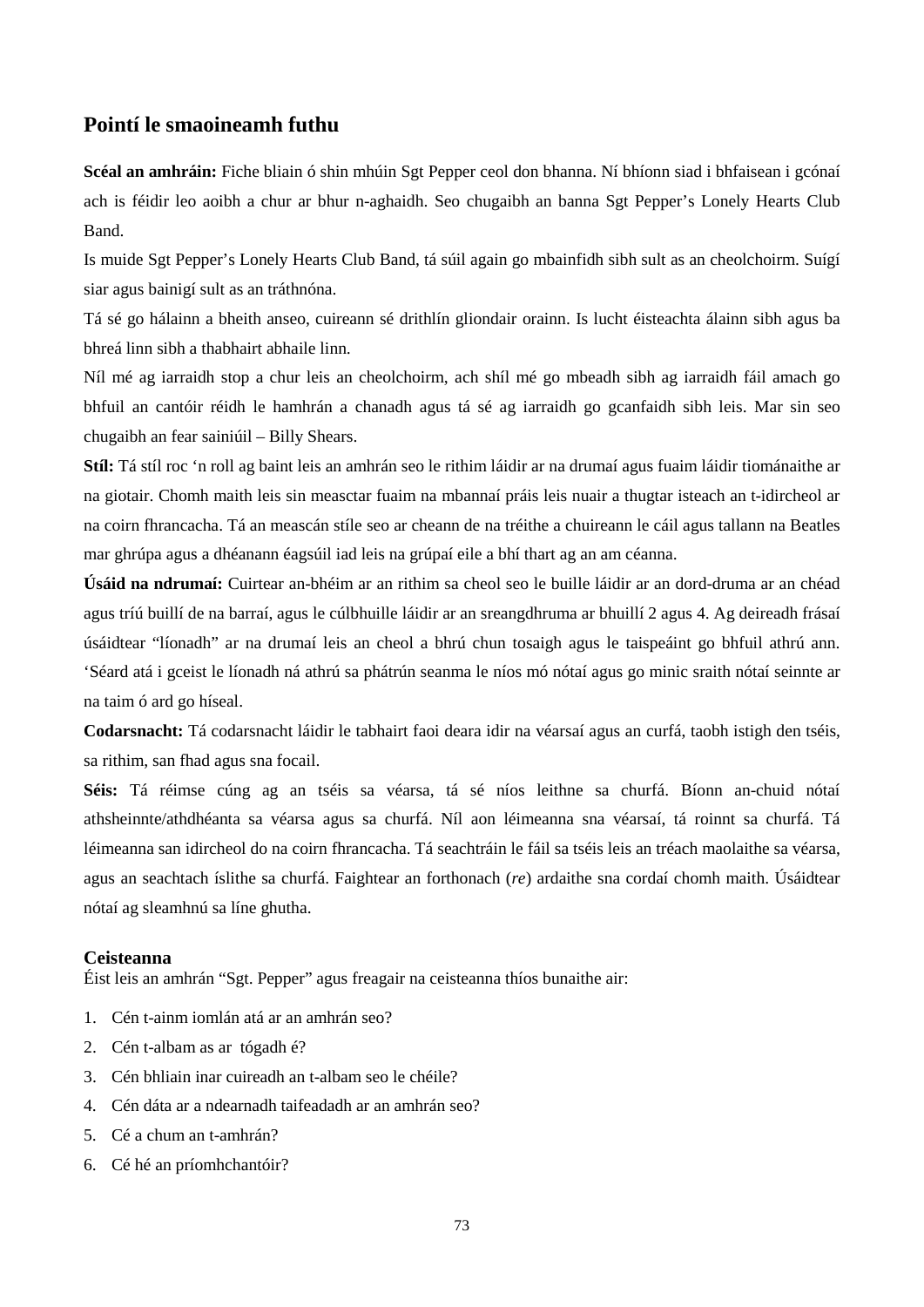## Pointí le smaoineamh futhu

**Scéal an amhráin:** Fiche bliain ó shin mhúin Sgt Pepper ceol don bhanna. Ní bhíonn siad i bhfaisean i gcónaí ach is féidir leo aoibh a chur ar bhur n-aghaidh. Seo chugaibh an banna Sgt Pepper's Lonely Hearts Club Band.

Is muide Sgt Pepper's Lonely Hearts Club Band, tá súil again go mbainfidh sibh sult as an cheolchoirm. Suígí siar agus bainigí sult as an tráthnóna.

Tá sé go hálainn a bheith anseo, cuireann sé drithlín gliondair orainn. Is lucht éisteachta álainn sibh agus ba bhreá linn sibh a thabhairt abhaile linn.

Níl mé ag iarraidh stop a chur leis an cheolchoirm, ach shíl mé go mbeadh sibh ag iarraidh fáil amach go bhfuil an cantóir réidh le hamhrán a chanadh agus tá sé ag iarraidh go gcanfaidh sibh leis. Mar sin seo chugaibh an fear sainiúil – Billy Shears.

**Stíl:** Tá stíl roc 'n roll ag baint leis an amhrán seo le rithim láidir ar na drumaí agus fuaim láidir tiománaithe ar na giotair. Chomh maith leis sin measctar fuaim na mbannaí práis leis nuair a thugtar isteach an t-idircheol ar na coirn fhrancacha. Tá an meascán stíle seo ar cheann de na tréithe a chuireann le cáil agus tallann na Beatles mar ghrúpa agus a dhéanann éagsúil iad leis na grúpaí eile a bhí thart ag an am céanna.

**Úsáid na ndrumaí:** Cuirtear an-bhéim ar an rithim sa cheol seo le buille láidir ar an dord-druma ar an chéad agus tríú buillí de na barraí, agus le cúlbhuille láidir ar an sreangdhruma ar bhuillí 2 agus 4. Ag deireadh frásaí úsáidtear "líonadh" ar na drumaí leis an cheol a bhrú chun tosaigh agus le taispeáint go bhfuil athrú ann. 'Séard atá i gceist le líonadh ná athrú sa phátrún seanma le níos mó nótaí agus go minic sraith nótaí seinnte ar na taim ó ard go híseal.

**Codarsnacht:** Tá codarsnacht láidir le tabhairt faoi deara idir na véarsaí agus an curfá, taobh istigh den tséis, sa rithim, san fhad agus sna focail.

**Séis:** Tá réimse cúng ag an tséis sa véarsa, tá sé níos leithne sa churfá. Bíonn an-chuid nótaí athsheinnte/athdhéanta sa véarsa agus sa churfá. Níl aon léimeanna sna véarsaí, tá roinnt sa churfá. Tá léimeanna san idircheol do na coirn fhrancacha. Tá seachtráin le fáil sa tséis leis an tréach maolaithe sa véarsa, agus an seachtach íslithe sa churfá. Faightear an forthonach (*re*) ardaithe sna cordaí chomh maith. Úsáidtear nótaí ag sleamhnú sa líne ghutha.

### Ceisteanna

Éist leis an amhrán "Sgt. Pepper" agus freagair na ceisteanna thíos bunaithe air:

1. Cén t-ainm iomlán atá ar an amhrán seo?
2. Cén t-albam as ar tógadh é?
3. Cén bhliain inar cuireadh an t-albam seo le chéile?
4. Cén dáta ar a ndearnadh taifeadadh ar an amhrán seo?
5. Cé a chum an t-amhrán?
6. Cé hé an príomhchantóir?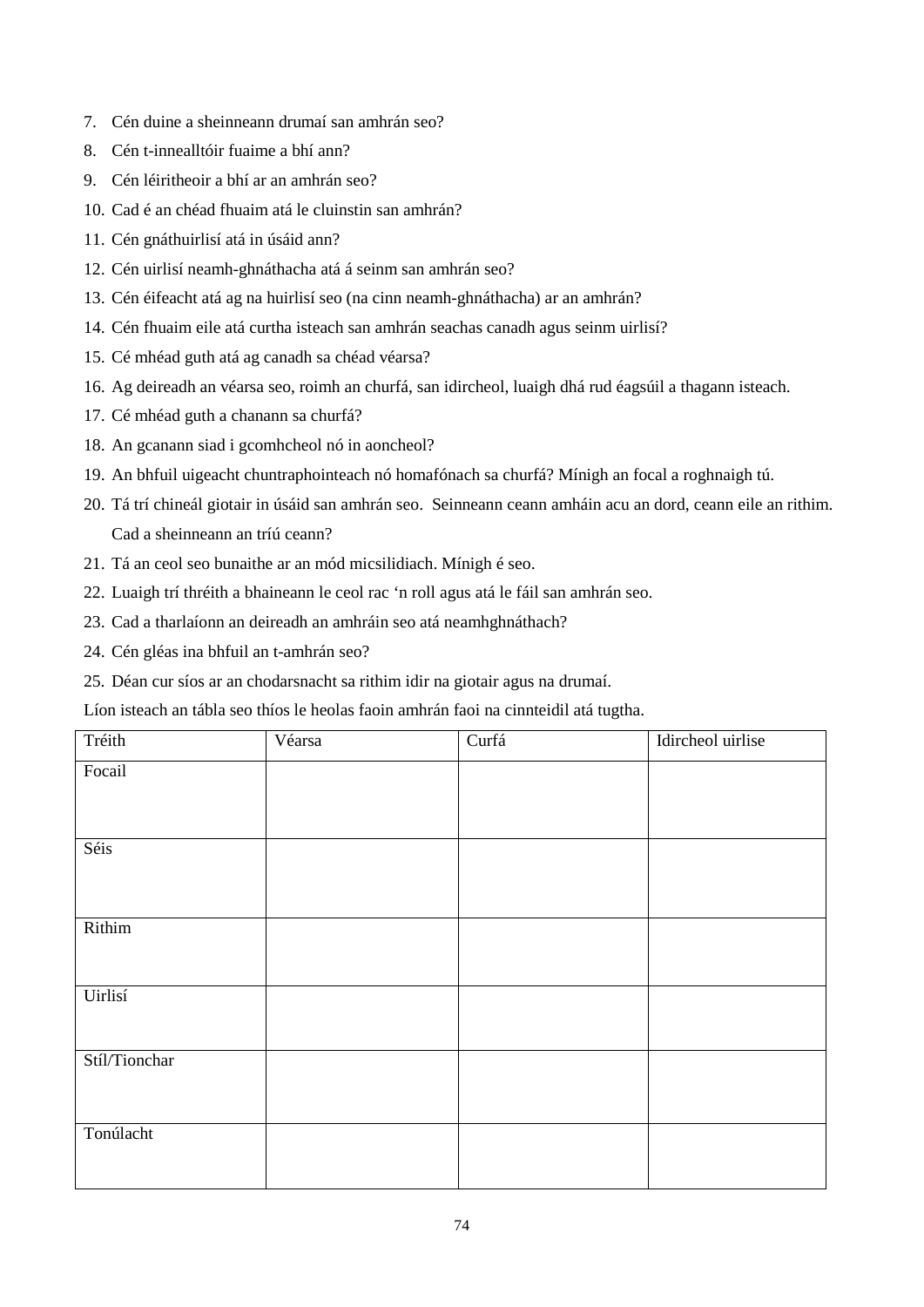7. Cén duine a sheinneann drumaí san amhrán seo?
8. Cén t-innealltóir fuaime a bhí ann?
9. Cén léiritheoir a bhí ar an amhrán seo?
10. Cad é an chéad fhuaim atá le cluinstin san amhrán?
11. Cén gnáthuirlisí atá in úsáid ann?
12. Cén uirlisí neamh-ghnáthacha atá á seinm san amhrán seo?
13. Cén éifeacht atá ag na huirlisí seo (na cinn neamh-ghnáthacha) ar an amhrán?
14. Cén fhuaim eile atá curtha isteach san amhrán seachas canadh agus seinm uirlisí?
15. Cé mhéad guth atá ag canadh sa chéad véarsa?
16. Ag deireadh an véarsa seo, roimh an churfá, san idircheol, luaigh dhá rud éagsúil a thagann isteach.
17. Cé mhéad guth a chanann sa churfá?
18. An gcanann siad i gcomhcheol nó in aoncheol?
19. An bhfuil uigeacht chuntraphointeach nó homafónach sa churfá? Mínigh an focal a roghnaigh tú.
20. Tá trí chineál giotair in úsáid san amhrán seo. Seinneann ceann amháin acu an dord, ceann eile an rithim. Cad a sheinneann an tríú ceann?
21. Tá an ceol seo bunaithe ar an mód micsilidiach. Mínigh é seo.
22. Luaigh trí thréith a bhaineann le ceol rac 'n roll agus atá le fáil san amhrán seo.
23. Cad a tharlaíonn an deireadh an amhráin seo atá neamhghnáthach?
24. Cén gléas ina bhfuil an t-amhrán seo?
25. Déan cur síos ar an chodarsnacht sa rithim idir na giotair agus na drumaí.

Líon isteach an tábla seo thíos le heolas faoin amhrán faoi na cinnteidil atá tugtha.

| Tréith | Véarsa | Curfá | Idircheol uirlise |
| --- | --- | --- | --- |
| Focail | | | |
| Séis | | | |
| Rithim | | | |
| Uirlisí | | | |
| Stíl/Tionchar | | | |
| Tonúlacht | | | |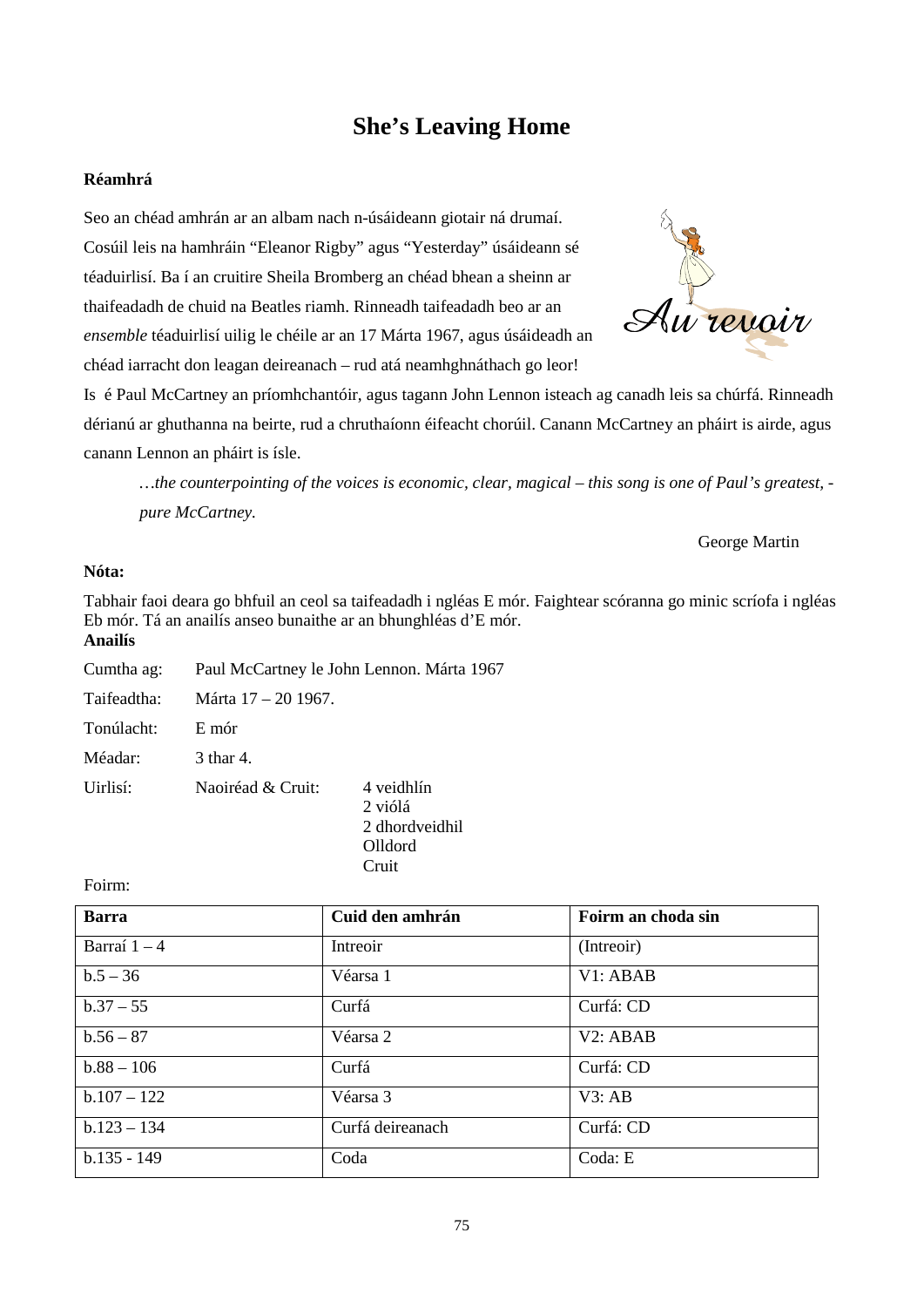# She's Leaving Home

**Réamhrá**

Seo an chéad amhrán ar an albam nach n-úsáideann giotair ná drumaí. Cosúil leis na hamhráin "Eleanor Rigby" agus "Yesterday" úsáideann sé téaduirlisí. Ba í an cruitire Sheila Bromberg an chéad bhean a sheinn ar thaifeadadh de chuid na Beatles riamh. Rinneadh taifeadadh beo ar an *ensemble* téaduirlisí uilig le chéile ar an 17 Márta 1967, agus úsáideadh an chéad iarracht don leagan deireanach – rud atá neamhghnáthach go leor!

Is é Paul McCartney an príomhchantóir, agus tagann John Lennon isteach ag canadh leis sa chúrfá. Rinneadh dérianú ar ghuthanna na beirte, rud a chruthaíonn éifeacht chorúil. Canann McCartney an pháirt is airde, agus canann Lennon an pháirt is ísle.

> *…the counterpointing of the voices is economic, clear, magical – this song is one of Paul's greatest, - pure McCartney.*
>
> George Martin

**Nóta:**

Tabhair faoi deara go bhfuil an ceol sa taifeadadh i ngléas E mór. Faightear scóranna go minic scríofa i ngléas Eb mór. Tá an anailís anseo bunaithe ar an bhunghléas d'E mór.

**Anailís**

Cumtha ag: Paul McCartney le John Lennon. Márta 1967

Taifeadtha: Márta 17 – 20 1967.

Tonúlacht: E mór

Méadar: 3 thar 4.

Uirlisí: Naoiréad & Cruit:
- 4 veidhlín
- 2 viólá
- 2 dhordveidhil
- Olldord
- Cruit

Foirm:

| Barra | Cuid den amhrán | Foirm an choda sin |
|---|---|---|
| Barraí 1 – 4 | Intreoir | (Intreoir) |
| b.5 – 36 | Véarsa 1 | V1: ABAB |
| b.37 – 55 | Curfá | Curfá: CD |
| b.56 – 87 | Véarsa 2 | V2: ABAB |
| b.88 – 106 | Curfá | Curfá: CD |
| b.107 – 122 | Véarsa 3 | V3: AB |
| b.123 – 134 | Curfá deireanach | Curfá: CD |
| b.135 - 149 | Coda | Coda: E |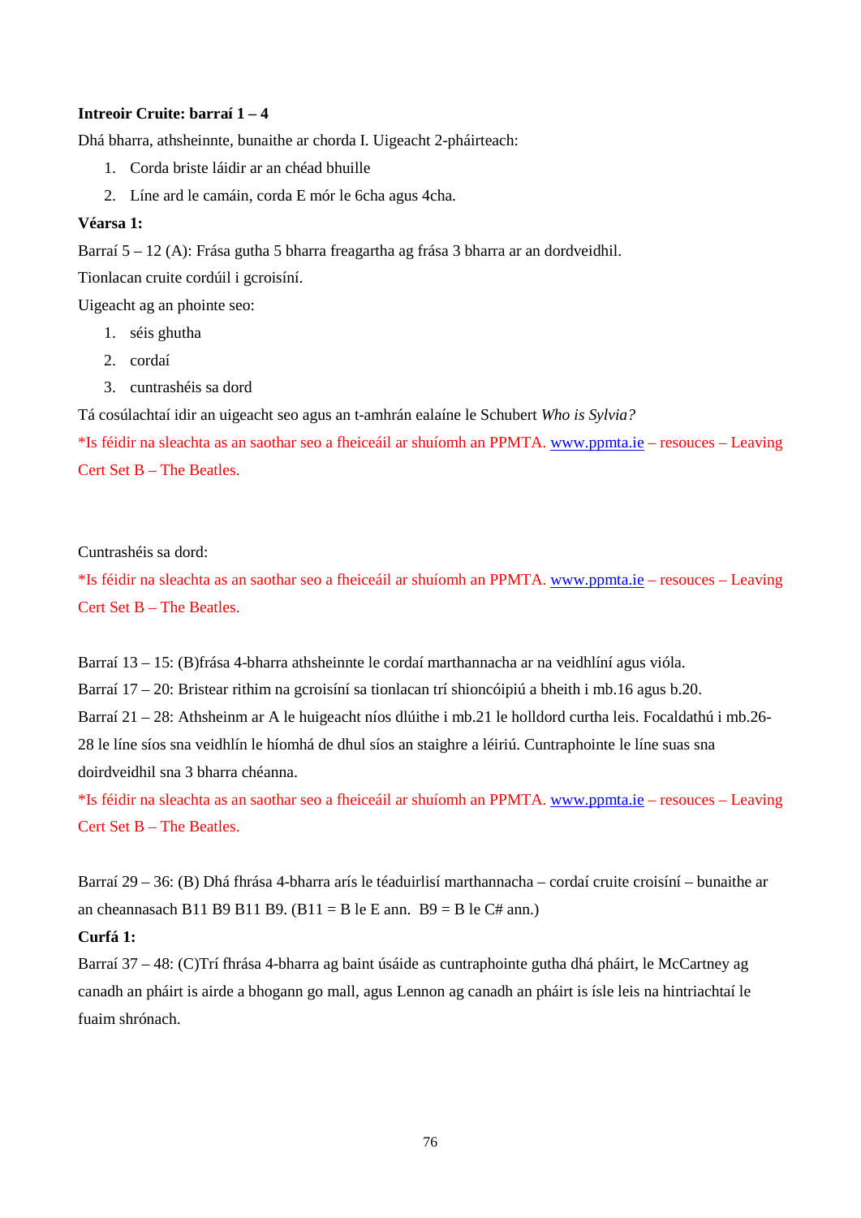**Intreoir Cruite: barraí 1 – 4**

Dhá bharra, athsheinnte, bunaithe ar chorda I. Uigeacht 2-pháirteach:

1. Corda briste láidir ar an chéad bhuille
2. Líne ard le camáin, corda E mór le 6cha agus 4cha.

**Véarsa 1:**

Barraí 5 – 12 (A): Frása gutha 5 bharra freagartha ag frása 3 bharra ar an dordveidhil.

Tionlacan cruite cordúil i gcroisíní.

Uigeacht ag an phointe seo:

1. séis ghutha
2. cordaí
3. cuntrashéis sa dord

Tá cosúlachtaí idir an uigeacht seo agus an t-amhrán ealaíne le Schubert *Who is Sylvia?*

*Is féidir na sleachta as an saothar seo a fheiceáil ar shuíomh an PPMTA. www.ppmta.ie – resouces – Leaving Cert Set B – The Beatles.

Cuntrashéis sa dord:

*Is féidir na sleachta as an saothar seo a fheiceáil ar shuíomh an PPMTA. www.ppmta.ie – resouces – Leaving Cert Set B – The Beatles.

Barraí 13 – 15: (B)frása 4-bharra athsheinnte le cordaí marthannacha ar na veidhlíní agus vióla.

Barraí 17 – 20: Bristear rithim na gcroisíní sa tionlacan trí shioncóipiú a bheith i mb.16 agus b.20.

Barraí 21 – 28: Athsheinm ar A le huigeacht níos dlúithe i mb.21 le holldord curtha leis. Focaldathú i mb.26-28 le líne síos sna veidhlín le híomhá de dhul síos an staighre a léiriú. Cuntraphointe le líne suas sna doirdveidhil sna 3 bharra chéanna.

*Is féidir na sleachta as an saothar seo a fheiceáil ar shuíomh an PPMTA. www.ppmta.ie – resouces – Leaving Cert Set B – The Beatles.

Barraí 29 – 36: (B) Dhá fhrása 4-bharra arís le téaduirlisí marthannacha – cordaí cruite croisíní – bunaithe ar an cheannasach B11 B9 B11 B9. (B11 = B le E ann. B9 = B le C# ann.)

**Curfá 1:**

Barraí 37 – 48: (C)Trí fhrása 4-bharra ag baint úsáide as cuntraphointe gutha dhá pháirt, le McCartney ag canadh an pháirt is airde a bhogann go mall, agus Lennon ag canadh an pháirt is ísle leis na hintriachtaí le fuaim shrónach.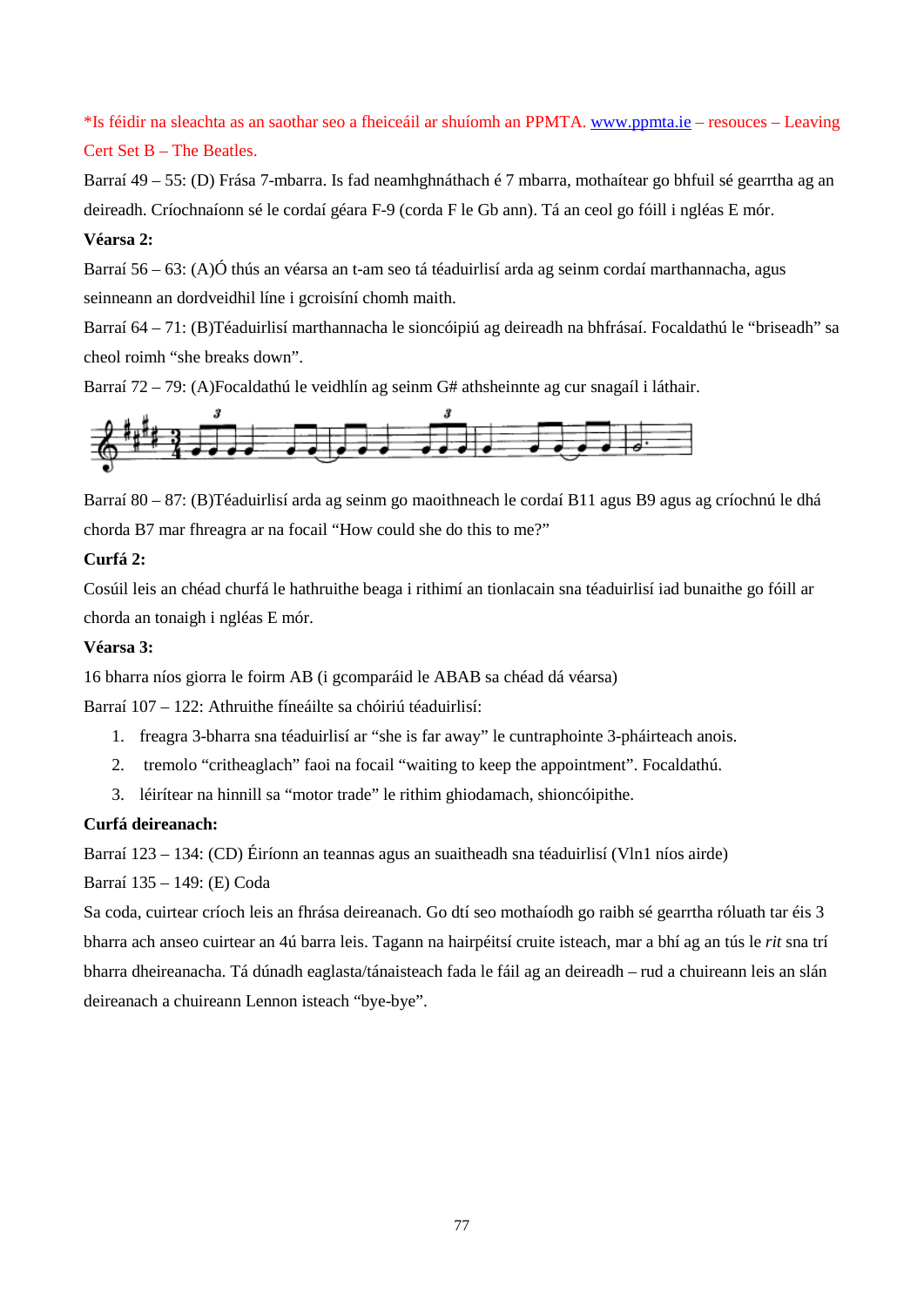*Is féidir na sleachta as an saothar seo a fheiceáil ar shuíomh an PPMTA. www.ppmta.ie – resouces – Leaving Cert Set B – The Beatles.

Barraí 49 – 55: (D) Frása 7-mbarra. Is fad neamhghnáthach é 7 mbarra, mothaítear go bhfuil sé gearrtha ag an deireadh. Críochnaíonn sé le cordaí géara F-9 (corda F le Gb ann). Tá an ceol go fóill i ngléas E mór.

**Véarsa 2:**

Barraí 56 – 63: (A)Ó thús an véarsa an t-am seo tá téaduirlisí arda ag seinm cordaí marthannacha, agus seinneann an dordveidhil líne i gcroisíní chomh maith.

Barraí 64 – 71: (B)Téaduirlisí marthannacha le sioncóipiú ag deireadh na bhfrásaí. Focaldathú le "briseadh" sa cheol roimh "she breaks down".

Barraí 72 – 79: (A)Focaldathú le veidhlín ag seinm G# athsheinnte ag cur snagaíl i láthair.

Barraí 80 – 87: (B)Téaduirlisí arda ag seinm go maoithneach le cordaí B11 agus B9 agus ag críochnú le dhá chorda B7 mar fhreagra ar na focail "How could she do this to me?"

**Curfá 2:**

Cosúil leis an chéad churfá le hathruithe beaga i rithimí an tionlacain sna téaduirlisí iad bunaithe go fóill ar chorda an tonaigh i ngléas E mór.

**Véarsa 3:**

16 bharra níos giorra le foirm AB (i gcomparáid le ABAB sa chéad dá véarsa)

Barraí 107 – 122: Athruithe fíneáilte sa chóiriú téaduirlisí:

1. freagra 3-bharra sna téaduirlisí ar "she is far away" le cuntraphointe 3-pháirteach anois.
2. tremolo "critheaglach" faoi na focail "waiting to keep the appointment". Focaldathú.
3. léirítear na hinnill sa "motor trade" le rithim ghiodamach, shioncóipithe.

**Curfá deireanach:**

Barraí 123 – 134: (CD) Éiríonn an teannas agus an suaitheadh sna téaduirlisí (Vln1 níos airde)

Barraí 135 – 149: (E) Coda

Sa coda, cuirtear críoch leis an fhrása deireanach. Go dtí seo mothaíodh go raibh sé gearrtha róluath tar éis 3 bharra ach anseo cuirtear an 4ú barra leis. Tagann na hairpéitsí cruite isteach, mar a bhí ag an tús le *rit* sna trí bharra dheireanacha. Tá dúnadh eaglasta/tánaisteach fada le fáil ag an deireadh – rud a chuireann leis an slán deireanach a chuireann Lennon isteach "bye-bye".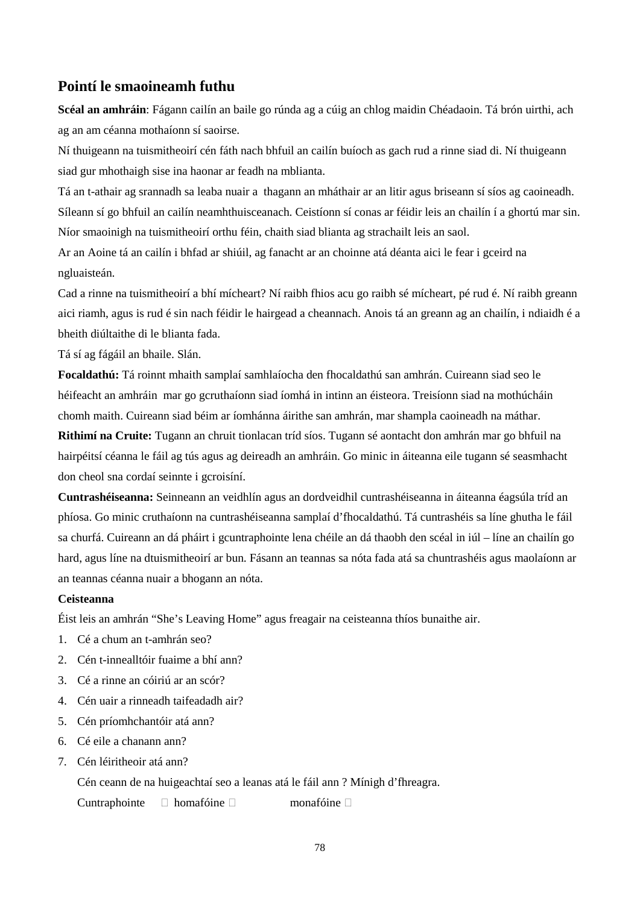## Pointí le smaoineamh futhu

**Scéal an amhráin**: Fágann cailín an baile go rúnda ag a cúig an chlog maidin Chéadaoin. Tá brón uirthi, ach ag an am céanna mothaíonn sí saoirse.

Ní thuigeann na tuismitheoirí cén fáth nach bhfuil an cailín buíoch as gach rud a rinne siad di. Ní thuigeann siad gur mhothaigh sise ina haonar ar feadh na mblianta.

Tá an t-athair ag srannadh sa leaba nuair a thagann an mháthair ar an litir agus briseann sí síos ag caoineadh. Síleann sí go bhfuil an cailín neamhthuisceanach. Ceistíonn sí conas ar féidir leis an chailín í a ghortú mar sin. Níor smaoinigh na tuismitheoirí orthu féin, chaith siad blianta ag strachailt leis an saol.

Ar an Aoine tá an cailín i bhfad ar shiúil, ag fanacht ar an choinne atá déanta aici le fear i gceird na ngluaisteán.

Cad a rinne na tuismitheoirí a bhí mícheart? Ní raibh fhios acu go raibh sé mícheart, pé rud é. Ní raibh greann aici riamh, agus is rud é sin nach féidir le hairgead a cheannach. Anois tá an greann ag an chailín, i ndiaidh é a bheith diúltaithe di le blianta fada.

Tá sí ag fágáil an bhaile. Slán.

**Focaldathú:** Tá roinnt mhaith samplaí samhlaíocha den fhocaldathú san amhrán. Cuireann siad seo le héifeacht an amhráin mar go gcruthaíonn siad íomhá in intinn an éisteora. Treisíonn siad na mothúcháin chomh maith. Cuireann siad béim ar íomhánna áirithe san amhrán, mar shampla caoineadh na máthar.

**Rithimí na Cruite:** Tugann an chruit tionlacan tríd síos. Tugann sé aontacht don amhrán mar go bhfuil na hairpéitsí céanna le fáil ag tús agus ag deireadh an amhráin. Go minic in áiteanna eile tugann sé seasmhacht don cheol sna cordaí seinnte i gcroisíní.

**Cuntrashéiseanna:** Seinneann an veidhlín agus an dordveidhil cuntrashéiseanna in áiteanna éagsúla tríd an phíosa. Go minic cruthaíonn na cuntrashéiseanna samplaí d'fhocaldathú. Tá cuntrashéis sa líne ghutha le fáil sa churfá. Cuireann an dá pháirt i gcuntraphointe lena chéile an dá thaobh den scéal in iúl – líne an chailín go hard, agus líne na dtuismitheoirí ar bun. Fásann an teannas sa nóta fada atá sa chuntrashéis agus maolaíonn ar an teannas céanna nuair a bhogann an nóta.

**Ceisteanna**

Éist leis an amhrán "She's Leaving Home" agus freagair na ceisteanna thíos bunaithe air.

1. Cé a chum an t-amhrán seo?
2. Cén t-innealltóir fuaime a bhí ann?
3. Cé a rinne an cóiriú ar an scór?
4. Cén uair a rinneadh taifeadadh air?
5. Cén príomhchantóir atá ann?
6. Cé eile a chanann ann?
7. Cén léiritheoir atá ann?

   Cén ceann de na huigeachtaí seo a leanas atá le fáil ann ? Mínigh d'fhreagra.

   Cuntraphointe ☐ homafóine ☐ monafóine ☐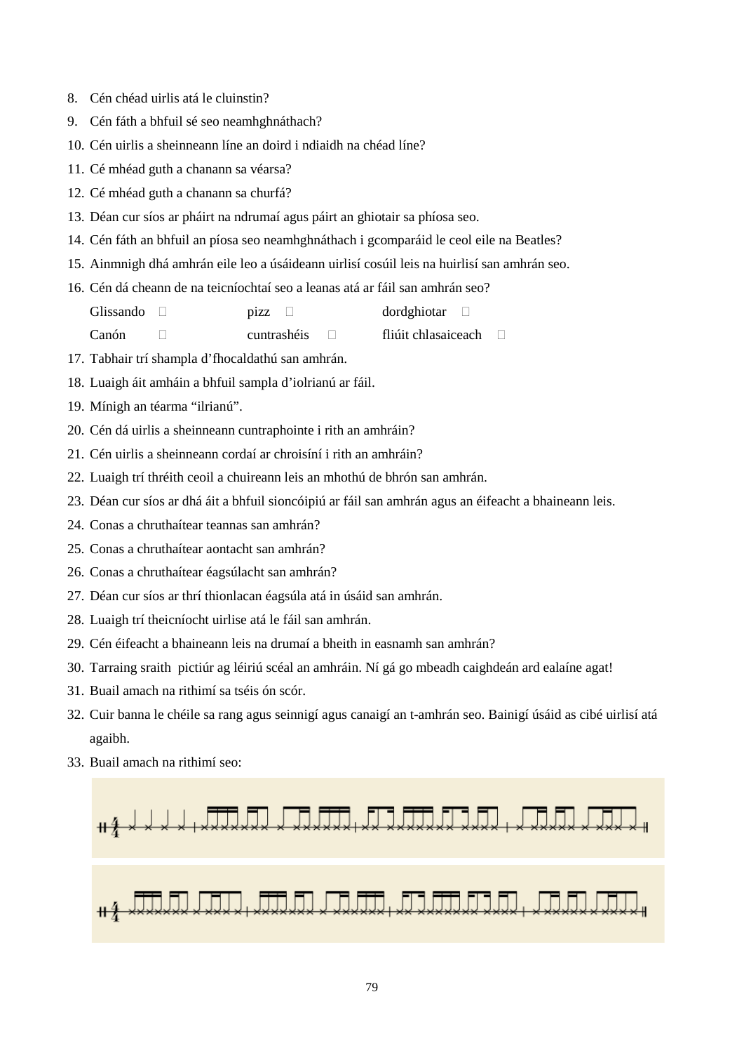8. Cén chéad uirlis atá le cluinstin?
9. Cén fáth a bhfuil sé seo neamhghnáthach?
10. Cén uirlis a sheinneann líne an doird i ndiaidh na chéad líne?
11. Cé mhéad guth a chanann sa véarsa?
12. Cé mhéad guth a chanann sa churfá?
13. Déan cur síos ar pháirt na ndrumaí agus páirt an ghiotair sa phíosa seo.
14. Cén fáth an bhfuil an píosa seo neamhghnáthach i gcomparáid le ceol eile na Beatles?
15. Ainmnigh dhá amhrán eile leo a úsáideann uirlisí cosúil leis na huirlisí san amhrán seo.
16. Cén dá cheann de na teicníochtaí seo a leanas atá ar fáil san amhrán seo?

    Glissando ☐ pizz ☐ dordghiotar ☐
    Canón ☐ cuntrashéis ☐ fliúit chlasaiceach ☐
17. Tabhair trí shampla d'fhocaldathú san amhrán.
18. Luaigh áit amháin a bhfuil sampla d'iolrianú ar fáil.
19. Mínigh an téarma "ilrianú".
20. Cén dá uirlis a sheinneann cuntraphointe i rith an amhráin?
21. Cén uirlis a sheinneann cordaí ar chroisíní i rith an amhráin?
22. Luaigh trí thréith ceoil a chuireann leis an mhothú de bhrón san amhrán.
23. Déan cur síos ar dhá áit a bhfuil sioncóipiú ar fáil san amhrán agus an éifeacht a bhaineann leis.
24. Conas a chruthaítear teannas san amhrán?
25. Conas a chruthaítear aontacht san amhrán?
26. Conas a chruthaítear éagsúlacht san amhrán?
27. Déan cur síos ar thrí thionlacan éagsúla atá in úsáid san amhrán.
28. Luaigh trí theicníocht uirlise atá le fáil san amhrán.
29. Cén éifeacht a bhaineann leis na drumaí a bheith in easnamh san amhrán?
30. Tarraing sraith pictiúr ag léiriú scéal an amhráin. Ní gá go mbeadh caighdeán ard ealaíne agat!
31. Buail amach na rithimí sa tséis ón scór.
32. Cuir banna le chéile sa rang agus seinnigí agus canaigí an t-amhrán seo. Bainigí úsáid as cibé uirlisí atá agaibh.
33. Buail amach na rithimí seo: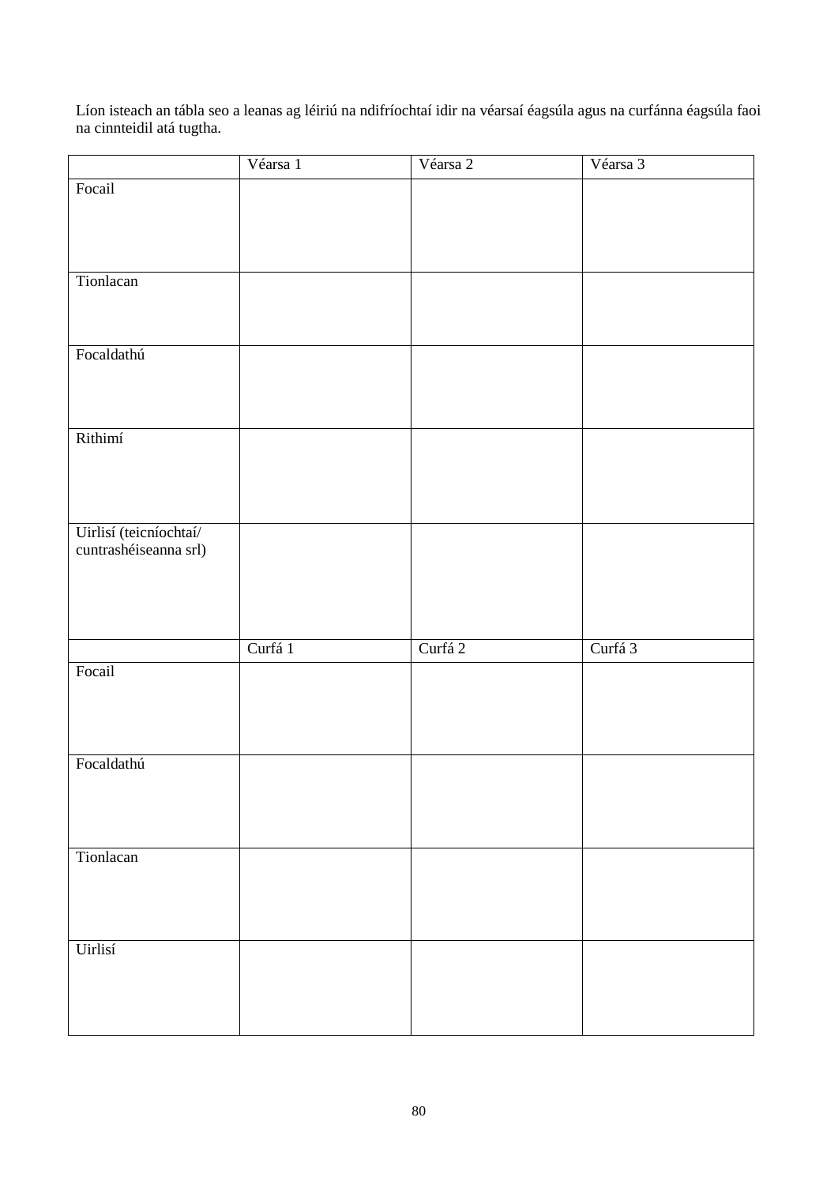Líon isteach an tábla seo a leanas ag léiriú na ndifríochtaí idir na véarsaí éagsúla agus na curfánna éagsúla faoi na cinnteidil atá tugtha.

| | Véarsa 1 | Véarsa 2 | Véarsa 3 |
|---|---|---|---|
| Focail | | | |
| Tionlacan | | | |
| Focaldathú | | | |
| Rithimí | | | |
| Uirlisí (teicníochtaí/ cuntrashéiseanna srl) | | | |
| | Curfá 1 | Curfá 2 | Curfá 3 |
| Focail | | | |
| Focaldathú | | | |
| Tionlacan | | | |
| Uirlisí | | | |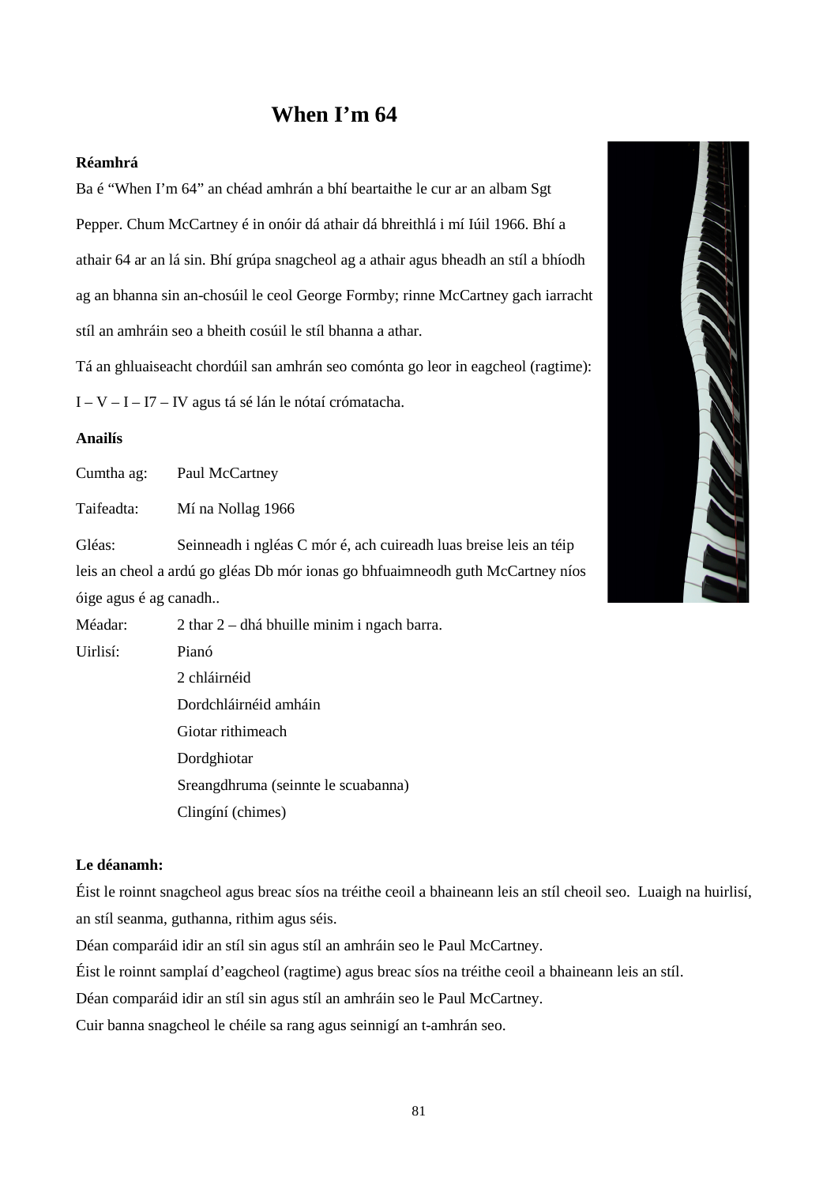# When I’m 64

**Réamhrá**

Ba é “When I’m 64” an chéad amhrán a bhí beartaithe le cur ar an albam Sgt Pepper. Chum McCartney é in onóir dá athair dá bhreithlá i mí Iúil 1966. Bhí a athair 64 ar an lá sin. Bhí grúpa snagcheol ag a athair agus bheadh an stíl a bhíodh ag an bhanna sin an-chosúil le ceol George Formby; rinne McCartney gach iarracht stíl an amhráin seo a bheith cosúil le stíl bhanna a athar.

Tá an ghluaiseacht chordúil san amhrán seo comónta go leor in eagcheol (ragtime): I – V – I – I7 – IV agus tá sé lán le nótaí crómatacha.

**Anailís**

Cumtha ag: Paul McCartney

Taifeadta: Mí na Nollag 1966

Gléas: Seinneadh i ngléas C mór é, ach cuireadh luas breise leis an téip leis an cheol a ardú go gléas Db mór ionas go bhfuaimneodh guth McCartney níos óige agus é ag canadh..

Méadar: 2 thar 2 – dhá bhuille minim i ngach barra.

Uirlisí:
- Pianó
- 2 chláirnéid
- Dordchláirnéid amháin
- Giotar rithimeach
- Dordghiotar
- Sreangdhruma (seinnte le scuabanna)
- Clingíní (chimes)

**Le déanamh:**

Éist le roinnt snagcheol agus breac síos na tréithe ceoil a bhaineann leis an stíl cheoil seo. Luaigh na huirlisí, an stíl seanma, guthanna, rithim agus séis.

Déan comparáid idir an stíl sin agus stíl an amhráin seo le Paul McCartney.

Éist le roinnt samplaí d’eagcheol (ragtime) agus breac síos na tréithe ceoil a bhaineann leis an stíl.

Déan comparáid idir an stíl sin agus stíl an amhráin seo le Paul McCartney.

Cuir banna snagcheol le chéile sa rang agus seinnigí an t-amhrán seo.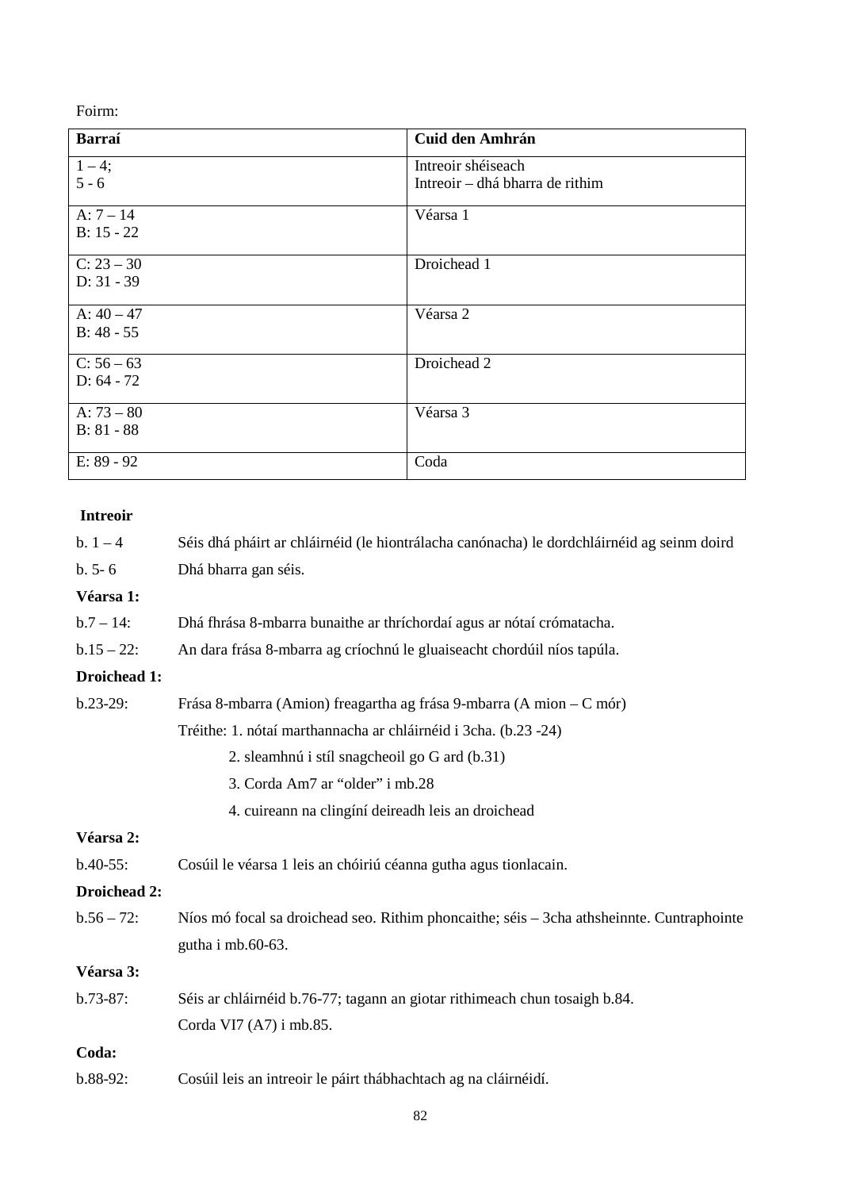Foirm:

| Barraí | Cuid den Amhrán |
| --- | --- |
| 1 – 4;<br>5 - 6 | Intreoir shéiseach<br>Intreoir – dhá bharra de rithim |
| A: 7 – 14<br>B: 15 - 22 | Véarsa 1 |
| C: 23 – 30<br>D: 31 - 39 | Droichead 1 |
| A: 40 – 47<br>B: 48 - 55 | Véarsa 2 |
| C: 56 – 63<br>D: 64 - 72 | Droichead 2 |
| A: 73 – 80<br>B: 81 - 88 | Véarsa 3 |
| E: 89 - 92 | Coda |

**Intreoir**

b. 1 – 4 Séis dhá pháirt ar chláirnéid (le hiontrálacha canónacha) le dordchláirnéid ag seinm doird

b. 5- 6 Dhá bharra gan séis.

**Véarsa 1:**

b.7 – 14: Dhá fhrása 8-mbarra bunaithe ar thríchordaí agus ar nótaí crómatacha.

b.15 – 22: An dara frása 8-mbarra ag críochnú le gluaiseacht chordúil níos tapúla.

**Droichead 1:**

b.23-29: Frása 8-mbarra (Amion) freagartha ag frása 9-mbarra (A mion – C mór)

Tréithe: 1. nótaí marthannacha ar chláirnéid i 3cha. (b.23 -24)

2. sleamhnú i stíl snagcheoil go G ard (b.31)

3. Corda Am7 ar "older" i mb.28

4. cuireann na clingíní deireadh leis an droichead

**Véarsa 2:**

b.40-55: Cosúil le véarsa 1 leis an chóiriú céanna gutha agus tionlacain.

**Droichead 2:**

b.56 – 72: Níos mó focal sa droichead seo. Rithim phoncaithe; séis – 3cha athsheinnte. Cuntraphointe gutha i mb.60-63.

**Véarsa 3:**

b.73-87: Séis ar chláirnéid b.76-77; tagann an giotar rithimeach chun tosaigh b.84.

Corda VI7 (A7) i mb.85.

**Coda:**

b.88-92: Cosúil leis an intreoir le páirt thábhachtach ag na cláirnéidí.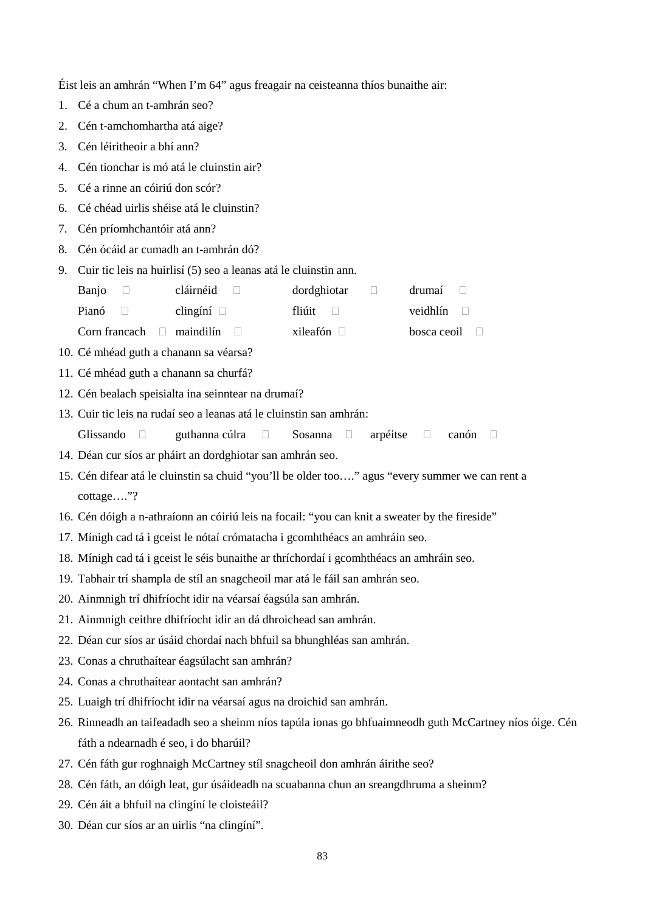Éist leis an amhrán "When I'm 64" agus freagair na ceisteanna thíos bunaithe air:

1. Cé a chum an t-amhrán seo?
2. Cén t-amchomhartha atá aige?
3. Cén léiritheoir a bhí ann?
4. Cén tionchar is mó atá le cluinstin air?
5. Cé a rinne an cóiriú don scór?
6. Cé chéad uirlis shéise atá le cluinstin?
7. Cén príomhchantóir atá ann?
8. Cén ócáid ar cumadh an t-amhrán dó?
9. Cuir tic leis na huirlisí (5) seo a leanas atá le cluinstin ann.

   | | | | |
   |---|---|---|---|
   | Banjo ☐ | cláirnéid ☐ | dordghiotar ☐ | drumaí ☐ |
   | Pianó ☐ | clingíní ☐ | fliúit ☐ | veidhlín ☐ |
   | Corn francach ☐ | maindilín ☐ | xileafón ☐ | bosca ceoil ☐ |

10. Cé mhéad guth a chanann sa véarsa?
11. Cé mhéad guth a chanann sa churfá?
12. Cén bealach speisialta ina seinntear na drumaí?
13. Cuir tic leis na rudaí seo a leanas atá le cluinstin san amhrán:

    Glissando ☐ guthanna cúlra ☐ Sosanna ☐ arpéitse ☐ canón ☐

14. Déan cur síos ar pháirt an dordghiotar san amhrán seo.
15. Cén difear atá le cluinstin sa chuid "you'll be older too…." agus "every summer we can rent a cottage…."?
16. Cén dóigh a n-athraíonn an cóiriú leis na focail: "you can knit a sweater by the fireside"
17. Mínigh cad tá i gceist le nótaí crómatacha i gcomhthéacs an amhráin seo.
18. Mínigh cad tá i gceist le séis bunaithe ar thríchordaí i gcomhthéacs an amhráin seo.
19. Tabhair trí shampla de stíl an snagcheoil mar atá le fáil san amhrán seo.
20. Ainmnigh trí dhifríocht idir na véarsaí éagsúla san amhrán.
21. Ainmnigh ceithre dhifríocht idir an dá dhroichead san amhrán.
22. Déan cur síos ar úsáid chordaí nach bhfuil sa bhunghléas san amhrán.
23. Conas a chruthaítear éagsúlacht san amhrán?
24. Conas a chruthaítear aontacht san amhrán?
25. Luaigh trí dhifríocht idir na véarsaí agus na droichid san amhrán.
26. Rinneadh an taifeadadh seo a sheinm níos tapúla ionas go bhfuaimneodh guth McCartney níos óige. Cén fáth a ndearnadh é seo, i do bharúil?
27. Cén fáth gur roghnaigh McCartney stíl snagcheoil don amhrán áirithe seo?
28. Cén fáth, an dóigh leat, gur úsáideadh na scuabanna chun an sreangdhruma a sheinm?
29. Cén áit a bhfuil na clingíní le cloisteáil?
30. Déan cur síos ar an uirlis "na clingíní".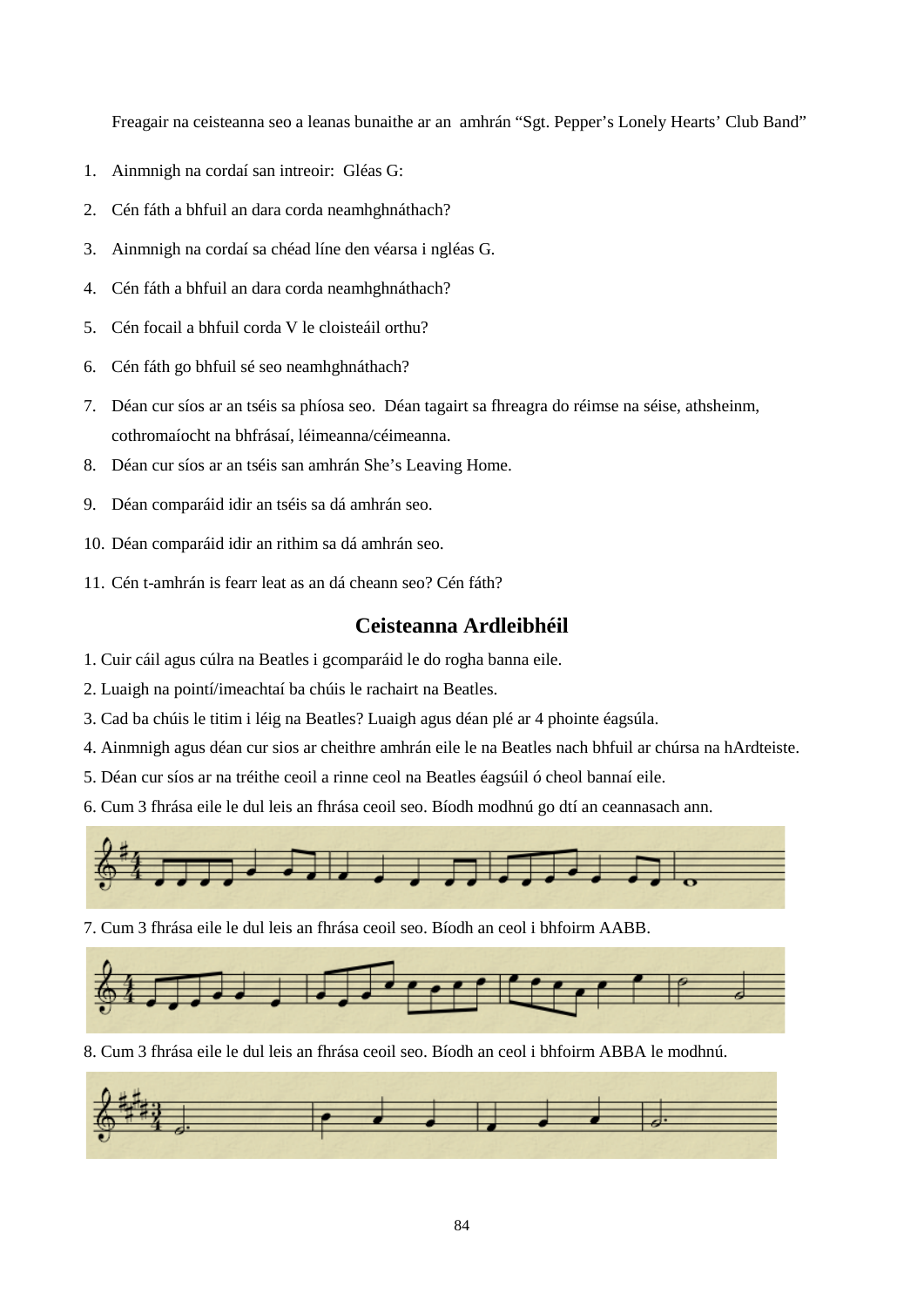Freagair na ceisteanna seo a leanas bunaithe ar an amhrán "Sgt. Pepper's Lonely Hearts' Club Band"

1. Ainmnigh na cordaí san intreoir: Gléas G:
2. Cén fáth a bhfuil an dara corda neamhghnáthach?
3. Ainmnigh na cordaí sa chéad líne den véarsa i ngléas G.
4. Cén fáth a bhfuil an dara corda neamhghnáthach?
5. Cén focail a bhfuil corda V le cloisteáil orthu?
6. Cén fáth go bhfuil sé seo neamhghnáthach?
7. Déan cur síos ar an tséis sa phíosa seo. Déan tagairt sa fhreagra do réimse na séise, athsheinm, cothromaíocht na bhfrásaí, léimeanna/céimeanna.
8. Déan cur síos ar an tséis san amhrán She's Leaving Home.
9. Déan comparáid idir an tséis sa dá amhrán seo.
10. Déan comparáid idir an rithim sa dá amhrán seo.
11. Cén t-amhrán is fearr leat as an dá cheann seo? Cén fáth?

## Ceisteanna Ardleibhéil

1. Cuir cáil agus cúlra na Beatles i gcomparáid le do rogha banna eile.
2. Luaigh na pointí/imeachtaí ba chúis le rachairt na Beatles.
3. Cad ba chúis le titim i léig na Beatles? Luaigh agus déan plé ar 4 phointe éagsúla.
4. Ainmnigh agus déan cur sios ar cheithre amhrán eile le na Beatles nach bhfuil ar chúrsa na hArdteiste.
5. Déan cur síos ar na tréithe ceoil a rinne ceol na Beatles éagsúil ó cheol bannaí eile.
6. Cum 3 fhrása eile le dul leis an fhrása ceoil seo. Bíodh modhnú go dtí an ceannasach ann.
7. Cum 3 fhrása eile le dul leis an fhrása ceoil seo. Bíodh an ceol i bhfoirm AABB.
8. Cum 3 fhrása eile le dul leis an fhrása ceoil seo. Bíodh an ceol i bhfoirm ABBA le modhnú.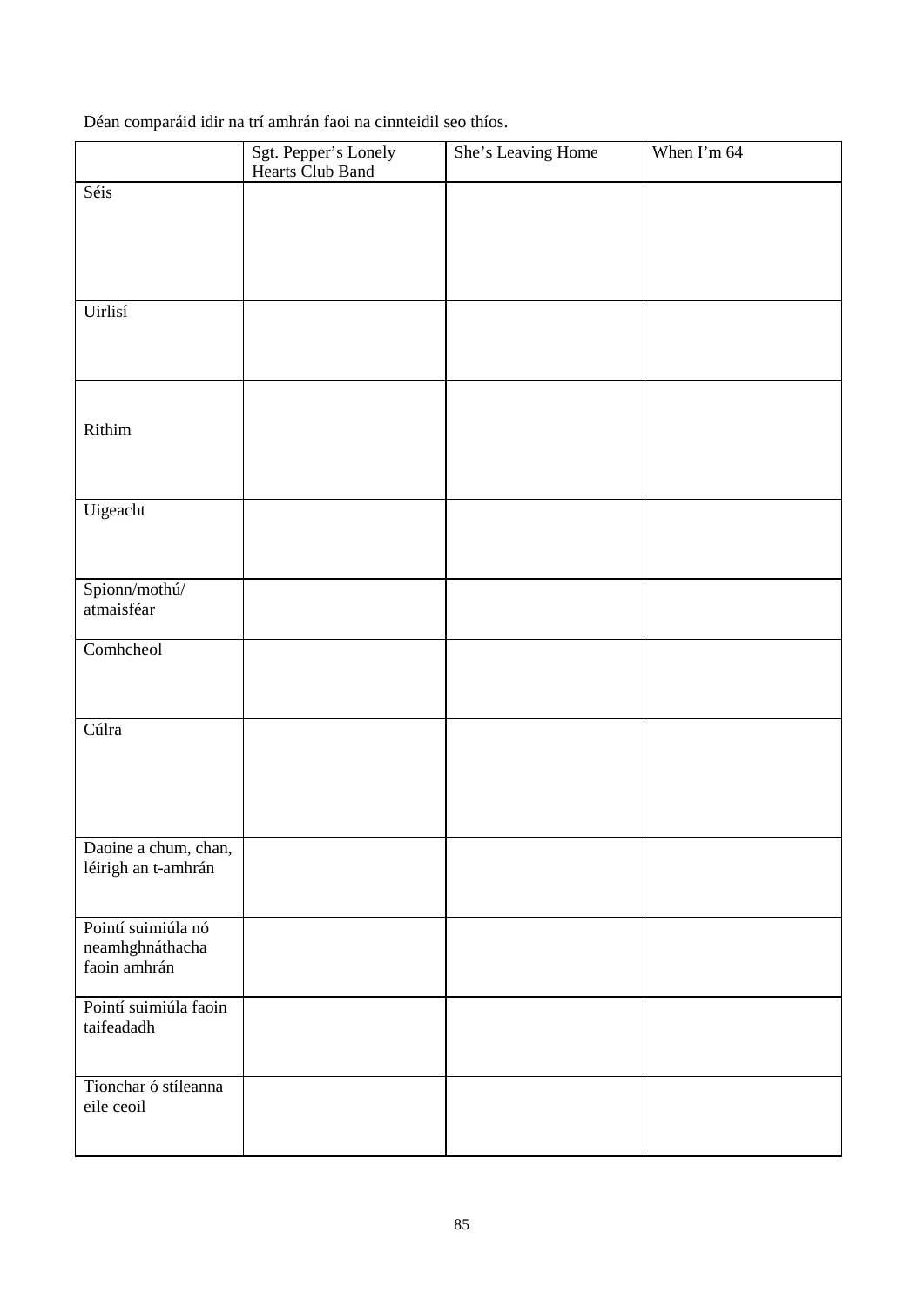Déan comparáid idir na trí amhrán faoi na cinnteidil seo thíos.

| | Sgt. Pepper's Lonely Hearts Club Band | She's Leaving Home | When I'm 64 |
|---|---|---|---|
| Séis | | | |
| Uirlisí | | | |
| Rithim | | | |
| Uigeacht | | | |
| Spionn/mothú/ atmaisféar | | | |
| Comhcheol | | | |
| Cúlra | | | |
| Daoine a chum, chan, léirigh an t-amhrán | | | |
| Pointí suimiúla nó neamhghnáthacha faoin amhrán | | | |
| Pointí suimiúla faoin taifeadadh | | | |
| Tionchar ó stíleanna eile ceoil | | | |